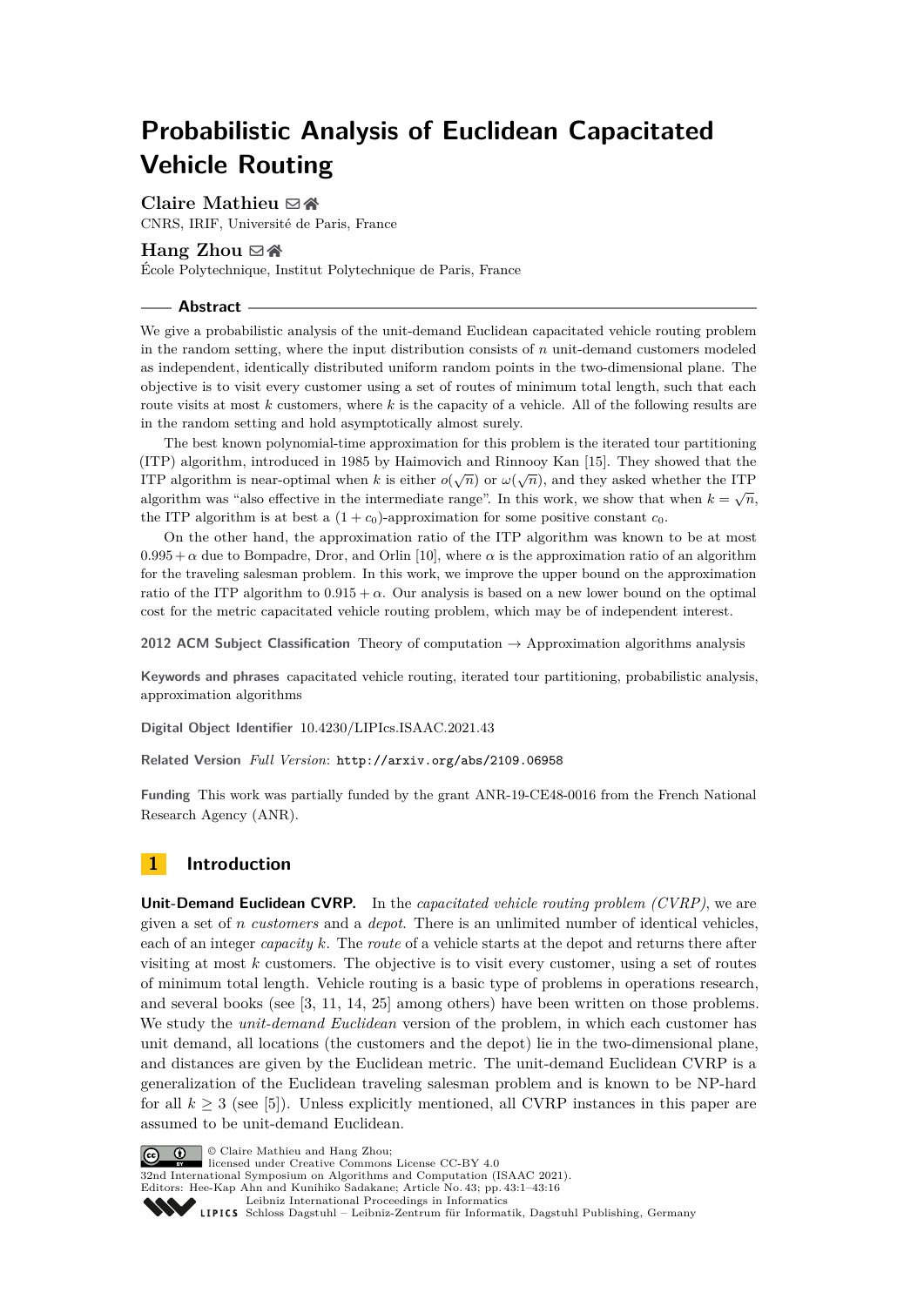# Probabilistic Analysis of Euclidean Capacitated Vehicle Routing

**Claire Mathieu**
CNRS, IRIF, Université de Paris, France

**Hang Zhou**
École Polytechnique, Institut Polytechnique de Paris, France

## Abstract

We give a probabilistic analysis of the unit-demand Euclidean capacitated vehicle routing problem in the random setting, where the input distribution consists of $n$ unit-demand customers modeled as independent, identically distributed uniform random points in the two-dimensional plane. The objective is to visit every customer using a set of routes of minimum total length, such that each route visits at most $k$ customers, where $k$ is the capacity of a vehicle. All of the following results are in the random setting and hold asymptotically almost surely.

The best known polynomial-time approximation for this problem is the iterated tour partitioning (ITP) algorithm, introduced in 1985 by Haimovich and Rinnooy Kan [15]. They showed that the ITP algorithm is near-optimal when $k$ is either $o(\sqrt{n})$ or $\omega(\sqrt{n})$, and they asked whether the ITP algorithm was "also effective in the intermediate range". In this work, we show that when $k = \sqrt{n}$, the ITP algorithm is at best a $(1 + c_0)$-approximation for some positive constant $c_0$.

On the other hand, the approximation ratio of the ITP algorithm was known to be at most $0.995 + \alpha$ due to Bompadre, Dror, and Orlin [10], where $\alpha$ is the approximation ratio of an algorithm for the traveling salesman problem. In this work, we improve the upper bound on the approximation ratio of the ITP algorithm to $0.915 + \alpha$. Our analysis is based on a new lower bound on the optimal cost for the metric capacitated vehicle routing problem, which may be of independent interest.

**2012 ACM Subject Classification** Theory of computation → Approximation algorithms analysis

**Keywords and phrases** capacitated vehicle routing, iterated tour partitioning, probabilistic analysis, approximation algorithms

**Digital Object Identifier** 10.4230/LIPIcs.ISAAC.2021.43

**Related Version** *Full Version*: http://arxiv.org/abs/2109.06958

**Funding** This work was partially funded by the grant ANR-19-CE48-0016 from the French National Research Agency (ANR).

## 1 Introduction

**Unit-Demand Euclidean CVRP.** In the *capacitated vehicle routing problem (CVRP)*, we are given a set of $n$ *customers* and a *depot*. There is an unlimited number of identical vehicles, each of an integer *capacity* $k$. The *route* of a vehicle starts at the depot and returns there after visiting at most $k$ customers. The objective is to visit every customer, using a set of routes of minimum total length. Vehicle routing is a basic type of problems in operations research, and several books (see [3, 11, 14, 25] among others) have been written on those problems. We study the *unit-demand Euclidean* version of the problem, in which each customer has unit demand, all locations (the customers and the depot) lie in the two-dimensional plane, and distances are given by the Euclidean metric. The unit-demand Euclidean CVRP is a generalization of the Euclidean traveling salesman problem and is known to be NP-hard for all $k \geq 3$ (see [5]). Unless explicitly mentioned, all CVRP instances in this paper are assumed to be unit-demand Euclidean.

© Claire Mathieu and Hang Zhou;
licensed under Creative Commons License CC-BY 4.0
32nd International Symposium on Algorithms and Computation (ISAAC 2021).
Editors: Hee-Kap Ahn and Kunihiko Sadakane; Article No. 43; pp. 43:1–43:16
Leibniz International Proceedings in Informatics
Schloss Dagstuhl – Leibniz-Zentrum für Informatik, Dagstuhl Publishing, Germany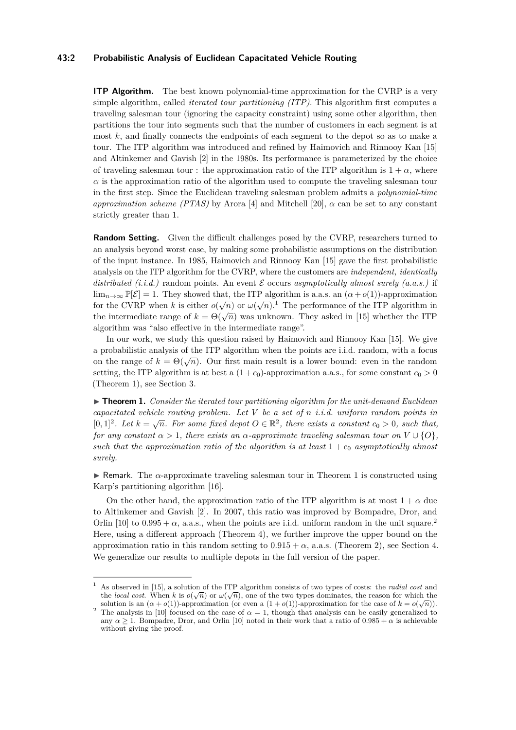**ITP Algorithm.** The best known polynomial-time approximation for the CVRP is a very simple algorithm, called *iterated tour partitioning (ITP)*. This algorithm first computes a traveling salesman tour (ignoring the capacity constraint) using some other algorithm, then partitions the tour into segments such that the number of customers in each segment is at most $k$, and finally connects the endpoints of each segment to the depot so as to make a tour. The ITP algorithm was introduced and refined by Haimovich and Rinnooy Kan [15] and Altinkemer and Gavish [2] in the 1980s. Its performance is parameterized by the choice of traveling salesman tour : the approximation ratio of the ITP algorithm is $1 + \alpha$, where $\alpha$ is the approximation ratio of the algorithm used to compute the traveling salesman tour in the first step. Since the Euclidean traveling salesman problem admits a *polynomial-time approximation scheme (PTAS)* by Arora [4] and Mitchell [20], $\alpha$ can be set to any constant strictly greater than 1.

**Random Setting.** Given the difficult challenges posed by the CVRP, researchers turned to an analysis beyond worst case, by making some probabilistic assumptions on the distribution of the input instance. In 1985, Haimovich and Rinnooy Kan [15] gave the first probabilistic analysis on the ITP algorithm for the CVRP, where the customers are *independent, identically distributed (i.i.d.)* random points. An event $\mathcal{E}$ occurs *asymptotically almost surely (a.a.s.)* if $\lim_{n\to\infty} \mathbb{P}[\mathcal{E}] = 1$. They showed that, the ITP algorithm is a.a.s. an $(\alpha + o(1))$-approximation for the CVRP when $k$ is either $o(\sqrt{n})$ or $\omega(\sqrt{n})$.[1] The performance of the ITP algorithm in the intermediate range of $k = \Theta(\sqrt{n})$ was unknown. They asked in [15] whether the ITP algorithm was "also effective in the intermediate range".

In our work, we study this question raised by Haimovich and Rinnooy Kan [15]. We give a probabilistic analysis of the ITP algorithm when the points are i.i.d. random, with a focus on the range of $k = \Theta(\sqrt{n})$. Our first main result is a lower bound: even in the random setting, the ITP algorithm is at best a $(1 + c_0)$-approximation a.a.s., for some constant $c_0 > 0$ (Theorem 1), see Section 3.

▶ **Theorem 1.** *Consider the iterated tour partitioning algorithm for the unit-demand Euclidean capacitated vehicle routing problem. Let $V$ be a set of $n$ i.i.d. uniform random points in $[0, 1]^2$. Let $k = \sqrt{n}$. For some fixed depot $O \in \mathbb{R}^2$, there exists a constant $c_0 > 0$, such that, for any constant $\alpha > 1$, there exists an $\alpha$-approximate traveling salesman tour on $V \cup \{O\}$, such that the approximation ratio of the algorithm is at least $1 + c_0$ asymptotically almost surely.*

▶ Remark. The $\alpha$-approximate traveling salesman tour in Theorem 1 is constructed using Karp's partitioning algorithm [16].

On the other hand, the approximation ratio of the ITP algorithm is at most $1 + \alpha$ due to Altinkemer and Gavish [2]. In 2007, this ratio was improved by Bompadre, Dror, and Orlin [10] to $0.995 + \alpha$, a.a.s., when the points are i.i.d. uniform random in the unit square.[2] Here, using a different approach (Theorem 4), we further improve the upper bound on the approximation ratio in this random setting to $0.915 + \alpha$, a.a.s. (Theorem 2), see Section 4. We generalize our results to multiple depots in the full version of the paper.

---

[1] As observed in [15], a solution of the ITP algorithm consists of two types of costs: the *radial cost* and the *local cost*. When $k$ is $o(\sqrt{n})$ or $\omega(\sqrt{n})$, one of the two types dominates, the reason for which the solution is an $(\alpha + o(1))$-approximation (or even a $(1 + o(1))$-approximation for the case of $k = o(\sqrt{n})$).

[2] The analysis in [10] focused on the case of $\alpha = 1$, though that analysis can be easily generalized to any $\alpha \geq 1$. Bompadre, Dror, and Orlin [10] noted in their work that a ratio of $0.985 + \alpha$ is achievable without giving the proof.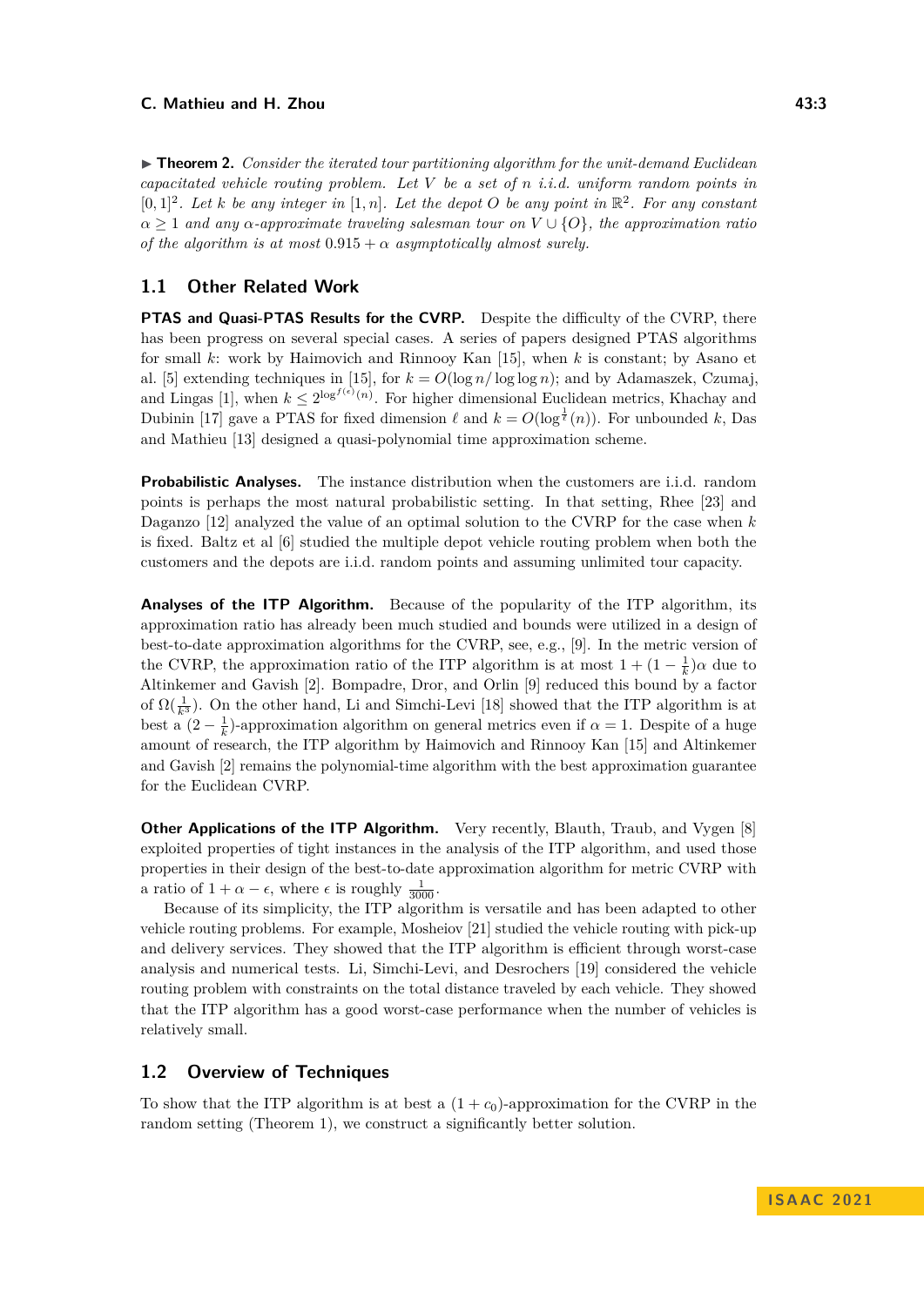▶ **Theorem 2.** *Consider the iterated tour partitioning algorithm for the unit-demand Euclidean capacitated vehicle routing problem. Let $V$ be a set of $n$ i.i.d. uniform random points in $[0,1]^2$. Let $k$ be any integer in $[1,n]$. Let the depot $O$ be any point in $\mathbb{R}^2$. For any constant $\alpha \geq 1$ and any $\alpha$-approximate traveling salesman tour on $V \cup \{O\}$, the approximation ratio of the algorithm is at most $0.915 + \alpha$ asymptotically almost surely.*

## 1.1 Other Related Work

**PTAS and Quasi-PTAS Results for the CVRP.** Despite the difficulty of the CVRP, there has been progress on several special cases. A series of papers designed PTAS algorithms for small $k$: work by Haimovich and Rinnooy Kan [15], when $k$ is constant; by Asano et al. [5] extending techniques in [15], for $k = O(\log n / \log\log n)$; and by Adamaszek, Czumaj, and Lingas [1], when $k \leq 2^{\log^{f(\epsilon)}(n)}$. For higher dimensional Euclidean metrics, Khachay and Dubinin [17] gave a PTAS for fixed dimension $\ell$ and $k = O(\log^{\frac{1}{\ell}}(n))$. For unbounded $k$, Das and Mathieu [13] designed a quasi-polynomial time approximation scheme.

**Probabilistic Analyses.** The instance distribution when the customers are i.i.d. random points is perhaps the most natural probabilistic setting. In that setting, Rhee [23] and Daganzo [12] analyzed the value of an optimal solution to the CVRP for the case when $k$ is fixed. Baltz et al [6] studied the multiple depot vehicle routing problem when both the customers and the depots are i.i.d. random points and assuming unlimited tour capacity.

**Analyses of the ITP Algorithm.** Because of the popularity of the ITP algorithm, its approximation ratio has already been much studied and bounds were utilized in a design of best-to-date approximation algorithms for the CVRP, see, e.g., [9]. In the metric version of the CVRP, the approximation ratio of the ITP algorithm is at most $1 + (1 - \frac{1}{k})\alpha$ due to Altinkemer and Gavish [2]. Bompadre, Dror, and Orlin [9] reduced this bound by a factor of $\Omega(\frac{1}{k^3})$. On the other hand, Li and Simchi-Levi [18] showed that the ITP algorithm is at best a $(2 - \frac{1}{k})$-approximation algorithm on general metrics even if $\alpha = 1$. Despite of a huge amount of research, the ITP algorithm by Haimovich and Rinnooy Kan [15] and Altinkemer and Gavish [2] remains the polynomial-time algorithm with the best approximation guarantee for the Euclidean CVRP.

**Other Applications of the ITP Algorithm.** Very recently, Blauth, Traub, and Vygen [8] exploited properties of tight instances in the analysis of the ITP algorithm, and used those properties in their design of the best-to-date approximation algorithm for metric CVRP with a ratio of $1 + \alpha - \epsilon$, where $\epsilon$ is roughly $\frac{1}{3000}$.

Because of its simplicity, the ITP algorithm is versatile and has been adapted to other vehicle routing problems. For example, Mosheiov [21] studied the vehicle routing with pick-up and delivery services. They showed that the ITP algorithm is efficient through worst-case analysis and numerical tests. Li, Simchi-Levi, and Desrochers [19] considered the vehicle routing problem with constraints on the total distance traveled by each vehicle. They showed that the ITP algorithm has a good worst-case performance when the number of vehicles is relatively small.

## 1.2 Overview of Techniques

To show that the ITP algorithm is at best a $(1 + c_0)$-approximation for the CVRP in the random setting (Theorem 1), we construct a significantly better solution.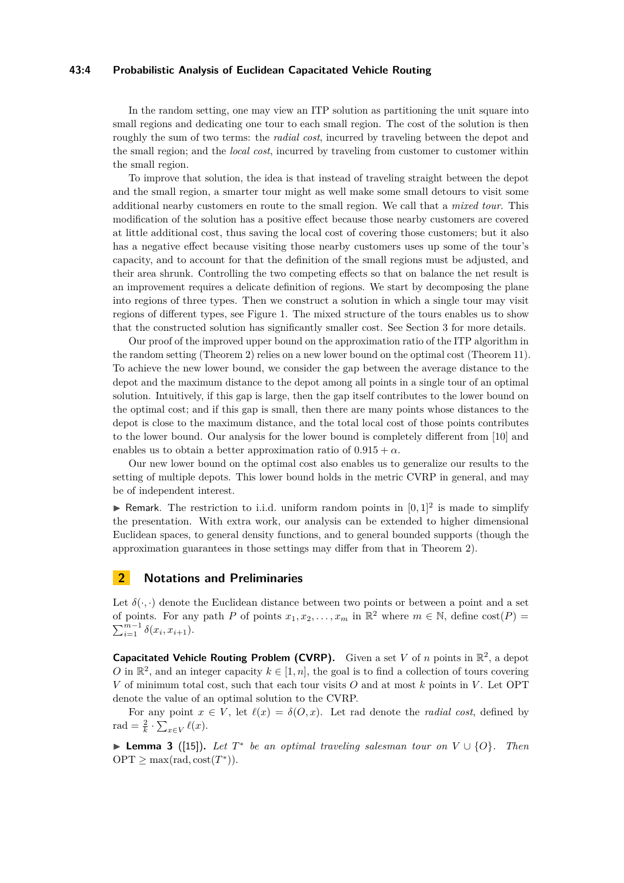In the random setting, one may view an ITP solution as partitioning the unit square into small regions and dedicating one tour to each small region. The cost of the solution is then roughly the sum of two terms: the *radial cost*, incurred by traveling between the depot and the small region; and the *local cost*, incurred by traveling from customer to customer within the small region.

To improve that solution, the idea is that instead of traveling straight between the depot and the small region, a smarter tour might as well make some small detours to visit some additional nearby customers en route to the small region. We call that a *mixed tour*. This modification of the solution has a positive effect because those nearby customers are covered at little additional cost, thus saving the local cost of covering those customers; but it also has a negative effect because visiting those nearby customers uses up some of the tour's capacity, and to account for that the definition of the small regions must be adjusted, and their area shrunk. Controlling the two competing effects so that on balance the net result is an improvement requires a delicate definition of regions. We start by decomposing the plane into regions of three types. Then we construct a solution in which a single tour may visit regions of different types, see Figure 1. The mixed structure of the tours enables us to show that the constructed solution has significantly smaller cost. See Section 3 for more details.

Our proof of the improved upper bound on the approximation ratio of the ITP algorithm in the random setting (Theorem 2) relies on a new lower bound on the optimal cost (Theorem 11). To achieve the new lower bound, we consider the gap between the average distance to the depot and the maximum distance to the depot among all points in a single tour of an optimal solution. Intuitively, if this gap is large, then the gap itself contributes to the lower bound on the optimal cost; and if this gap is small, then there are many points whose distances to the depot is close to the maximum distance, and the total local cost of those points contributes to the lower bound. Our analysis for the lower bound is completely different from [10] and enables us to obtain a better approximation ratio of $0.915 + \alpha$.

Our new lower bound on the optimal cost also enables us to generalize our results to the setting of multiple depots. This lower bound holds in the metric CVRP in general, and may be of independent interest.

▶ Remark. The restriction to i.i.d. uniform random points in $[0, 1]^2$ is made to simplify the presentation. With extra work, our analysis can be extended to higher dimensional Euclidean spaces, to general density functions, and to general bounded supports (though the approximation guarantees in those settings may differ from that in Theorem 2).

## 2 Notations and Preliminaries

Let $\delta(\cdot, \cdot)$ denote the Euclidean distance between two points or between a point and a set of points. For any path $P$ of points $x_1, x_2, \ldots, x_m$ in $\mathbb{R}^2$ where $m \in \mathbb{N}$, define $\text{cost}(P) = \sum_{i=1}^{m-1} \delta(x_i, x_{i+1})$.

**Capacitated Vehicle Routing Problem (CVRP).** Given a set $V$ of $n$ points in $\mathbb{R}^2$, a depot $O$ in $\mathbb{R}^2$, and an integer capacity $k \in [1, n]$, the goal is to find a collection of tours covering $V$ of minimum total cost, such that each tour visits $O$ and at most $k$ points in $V$. Let OPT denote the value of an optimal solution to the CVRP.

For any point $x \in V$, let $\ell(x) = \delta(O, x)$. Let rad denote the *radial cost*, defined by $\text{rad} = \frac{2}{k} \cdot \sum_{x \in V} \ell(x)$.

▶ **Lemma 3** ([15]). *Let $T^*$ be an optimal traveling salesman tour on $V \cup \{O\}$. Then* $\text{OPT} \geq \max(\text{rad}, \text{cost}(T^*))$.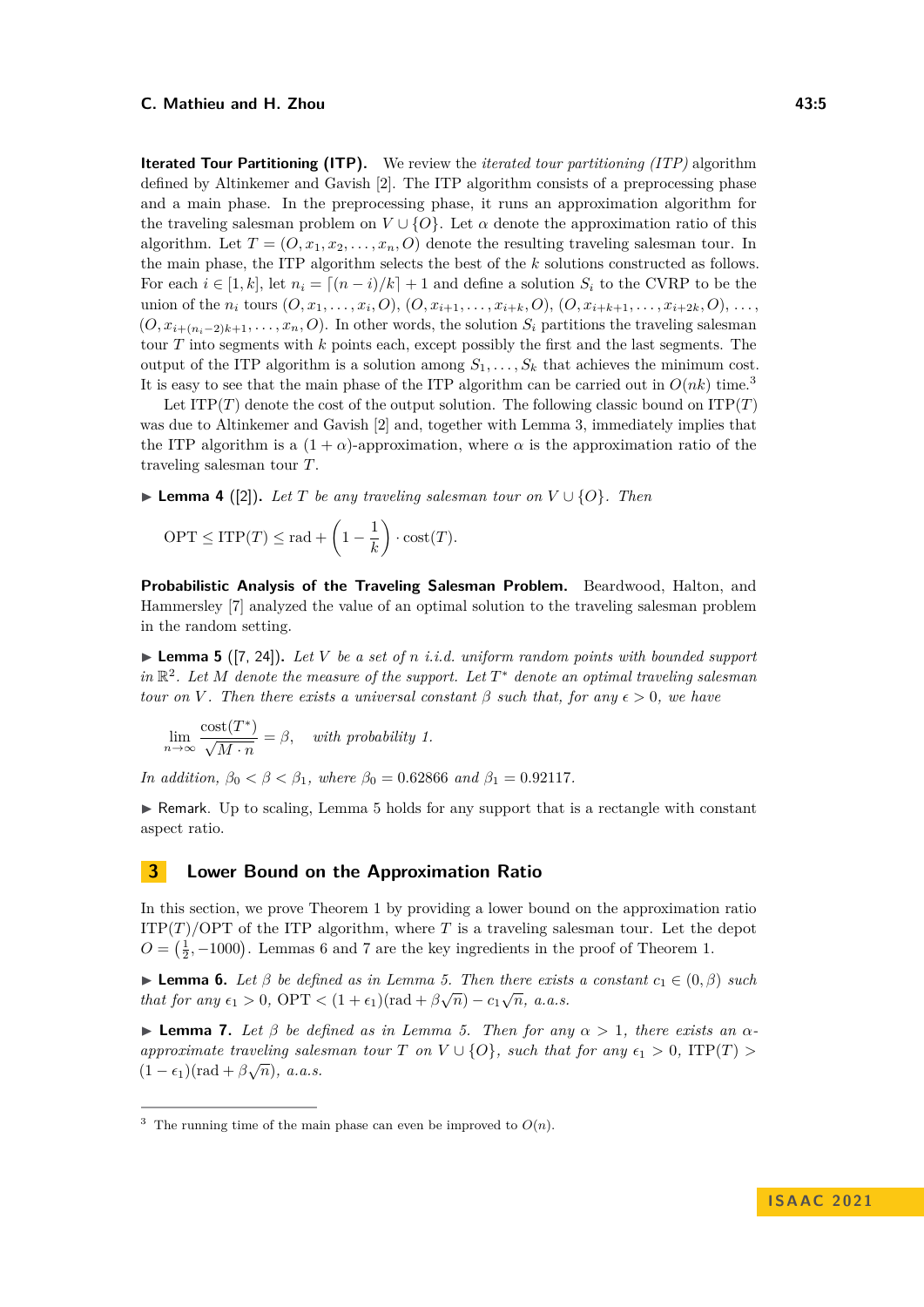**Iterated Tour Partitioning (ITP).** We review the *iterated tour partitioning (ITP)* algorithm defined by Altinkemer and Gavish [2]. The ITP algorithm consists of a preprocessing phase and a main phase. In the preprocessing phase, it runs an approximation algorithm for the traveling salesman problem on $V \cup \{O\}$. Let $\alpha$ denote the approximation ratio of this algorithm. Let $T = (O, x_1, x_2, \ldots, x_n, O)$ denote the resulting traveling salesman tour. In the main phase, the ITP algorithm selects the best of the $k$ solutions constructed as follows. For each $i \in [1, k]$, let $n_i = \lceil (n - i)/k \rceil + 1$ and define a solution $S_i$ to the CVRP to be the union of the $n_i$ tours $(O, x_1, \ldots, x_i, O)$, $(O, x_{i+1}, \ldots, x_{i+k}, O)$, $(O, x_{i+k+1}, \ldots, x_{i+2k}, O)$, $\ldots$, $(O, x_{i+(n_i-2)k+1}, \ldots, x_n, O)$. In other words, the solution $S_i$ partitions the traveling salesman tour $T$ into segments with $k$ points each, except possibly the first and the last segments. The output of the ITP algorithm is a solution among $S_1, \ldots, S_k$ that achieves the minimum cost. It is easy to see that the main phase of the ITP algorithm can be carried out in $O(nk)$ time.[3]

Let $\mathrm{ITP}(T)$ denote the cost of the output solution. The following classic bound on $\mathrm{ITP}(T)$ was due to Altinkemer and Gavish [2] and, together with Lemma 3, immediately implies that the ITP algorithm is a $(1 + \alpha)$-approximation, where $\alpha$ is the approximation ratio of the traveling salesman tour $T$.

▶ **Lemma 4** ([2]). *Let $T$ be any traveling salesman tour on $V \cup \{O\}$. Then*

$$\mathrm{OPT} \le \mathrm{ITP}(T) \le \mathrm{rad} + \left(1 - \frac{1}{k}\right) \cdot \mathrm{cost}(T).$$

**Probabilistic Analysis of the Traveling Salesman Problem.** Beardwood, Halton, and Hammersley [7] analyzed the value of an optimal solution to the traveling salesman problem in the random setting.

▶ **Lemma 5** ([7, 24]). *Let $V$ be a set of $n$ i.i.d. uniform random points with bounded support in $\mathbb{R}^2$. Let $M$ denote the measure of the support. Let $T^*$ denote an optimal traveling salesman tour on $V$. Then there exists a universal constant $\beta$ such that, for any $\epsilon > 0$, we have*

$$\lim_{n \to \infty} \frac{\mathrm{cost}(T^*)}{\sqrt{M \cdot n}} = \beta, \quad \textit{with probability 1.}$$

*In addition, $\beta_0 < \beta < \beta_1$, where $\beta_0 = 0.62866$ and $\beta_1 = 0.92117$.*

▶ Remark. Up to scaling, Lemma 5 holds for any support that is a rectangle with constant aspect ratio.

## 3 Lower Bound on the Approximation Ratio

In this section, we prove Theorem 1 by providing a lower bound on the approximation ratio $\mathrm{ITP}(T)/\mathrm{OPT}$ of the ITP algorithm, where $T$ is a traveling salesman tour. Let the depot $O = \left(\frac{1}{2}, -1000\right)$. Lemmas 6 and 7 are the key ingredients in the proof of Theorem 1.

▶ **Lemma 6.** *Let $\beta$ be defined as in Lemma 5. Then there exists a constant $c_1 \in (0, \beta)$ such that for any $\epsilon_1 > 0$, $\mathrm{OPT} < (1 + \epsilon_1)(\mathrm{rad} + \beta\sqrt{n}) - c_1\sqrt{n}$, a.a.s.*

▶ **Lemma 7.** *Let $\beta$ be defined as in Lemma 5. Then for any $\alpha > 1$, there exists an $\alpha$-approximate traveling salesman tour $T$ on $V \cup \{O\}$, such that for any $\epsilon_1 > 0$, $\mathrm{ITP}(T) > (1 - \epsilon_1)(\mathrm{rad} + \beta\sqrt{n})$, a.a.s.*

[3] The running time of the main phase can even be improved to $O(n)$.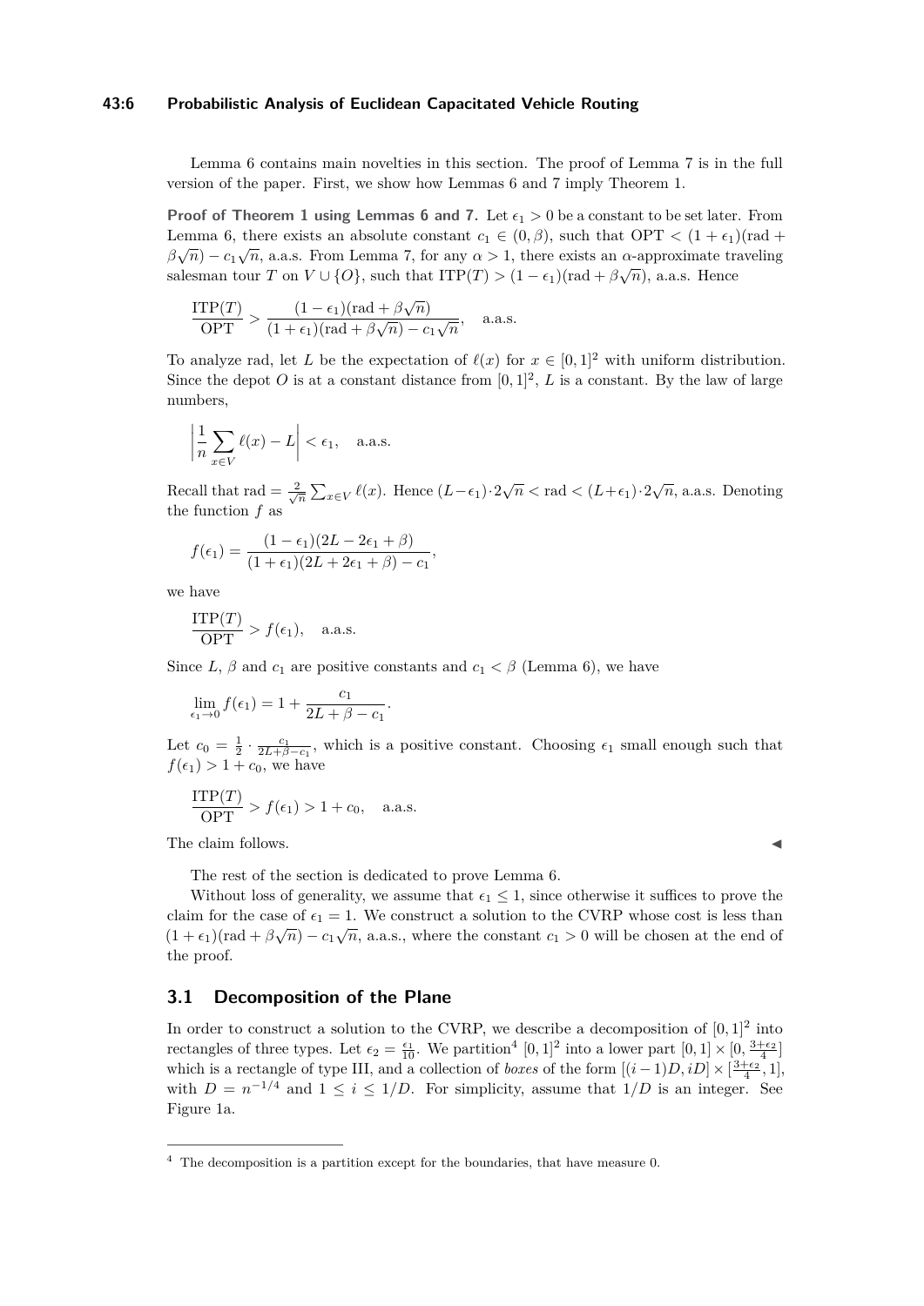Lemma 6 contains main novelties in this section. The proof of Lemma 7 is in the full version of the paper. First, we show how Lemmas 6 and 7 imply Theorem 1.

**Proof of Theorem 1 using Lemmas 6 and 7.** Let $\epsilon_1 > 0$ be a constant to be set later. From Lemma 6, there exists an absolute constant $c_1 \in (0, \beta)$, such that $\mathrm{OPT} < (1 + \epsilon_1)(\mathrm{rad} + \beta\sqrt{n}) - c_1\sqrt{n}$, a.a.s. From Lemma 7, for any $\alpha > 1$, there exists an $\alpha$-approximate traveling salesman tour $T$ on $V \cup \{O\}$, such that $\mathrm{ITP}(T) > (1 - \epsilon_1)(\mathrm{rad} + \beta\sqrt{n})$, a.a.s. Hence

$$\frac{\mathrm{ITP}(T)}{\mathrm{OPT}} > \frac{(1 - \epsilon_1)(\mathrm{rad} + \beta\sqrt{n})}{(1 + \epsilon_1)(\mathrm{rad} + \beta\sqrt{n}) - c_1\sqrt{n}}, \quad \text{a.a.s.}$$

To analyze rad, let $L$ be the expectation of $\ell(x)$ for $x \in [0,1]^2$ with uniform distribution. Since the depot $O$ is at a constant distance from $[0,1]^2$, $L$ is a constant. By the law of large numbers,

$$\left| \frac{1}{n} \sum_{x \in V} \ell(x) - L \right| < \epsilon_1, \quad \text{a.a.s.}$$

Recall that $\mathrm{rad} = \frac{2}{\sqrt{n}} \sum_{x \in V} \ell(x)$. Hence $(L - \epsilon_1) \cdot 2\sqrt{n} < \mathrm{rad} < (L + \epsilon_1) \cdot 2\sqrt{n}$, a.a.s. Denoting the function $f$ as

$$f(\epsilon_1) = \frac{(1 - \epsilon_1)(2L - 2\epsilon_1 + \beta)}{(1 + \epsilon_1)(2L + 2\epsilon_1 + \beta) - c_1},$$

we have

$$\frac{\mathrm{ITP}(T)}{\mathrm{OPT}} > f(\epsilon_1), \quad \text{a.a.s.}$$

Since $L$, $\beta$ and $c_1$ are positive constants and $c_1 < \beta$ (Lemma 6), we have

$$\lim_{\epsilon_1 \to 0} f(\epsilon_1) = 1 + \frac{c_1}{2L + \beta - c_1}.$$

Let $c_0 = \frac{1}{2} \cdot \frac{c_1}{2L + \beta - c_1}$, which is a positive constant. Choosing $\epsilon_1$ small enough such that $f(\epsilon_1) > 1 + c_0$, we have

$$\frac{\mathrm{ITP}(T)}{\mathrm{OPT}} > f(\epsilon_1) > 1 + c_0, \quad \text{a.a.s.}$$

The claim follows. ◀

The rest of the section is dedicated to prove Lemma 6.

Without loss of generality, we assume that $\epsilon_1 \leq 1$, since otherwise it suffices to prove the claim for the case of $\epsilon_1 = 1$. We construct a solution to the CVRP whose cost is less than $(1 + \epsilon_1)(\mathrm{rad} + \beta\sqrt{n}) - c_1\sqrt{n}$, a.a.s., where the constant $c_1 > 0$ will be chosen at the end of the proof.

## 3.1 Decomposition of the Plane

In order to construct a solution to the CVRP, we describe a decomposition of $[0,1]^2$ into rectangles of three types. Let $\epsilon_2 = \frac{\epsilon_1}{10}$. We partition[4] $[0,1]^2$ into a lower part $[0,1] \times [0, \frac{3+\epsilon_2}{4}]$ which is a rectangle of type III, and a collection of *boxes* of the form $[(i-1)D, iD] \times [\frac{3+\epsilon_2}{4}, 1]$, with $D = n^{-1/4}$ and $1 \leq i \leq 1/D$. For simplicity, assume that $1/D$ is an integer. See Figure 1a.

[4] The decomposition is a partition except for the boundaries, that have measure 0.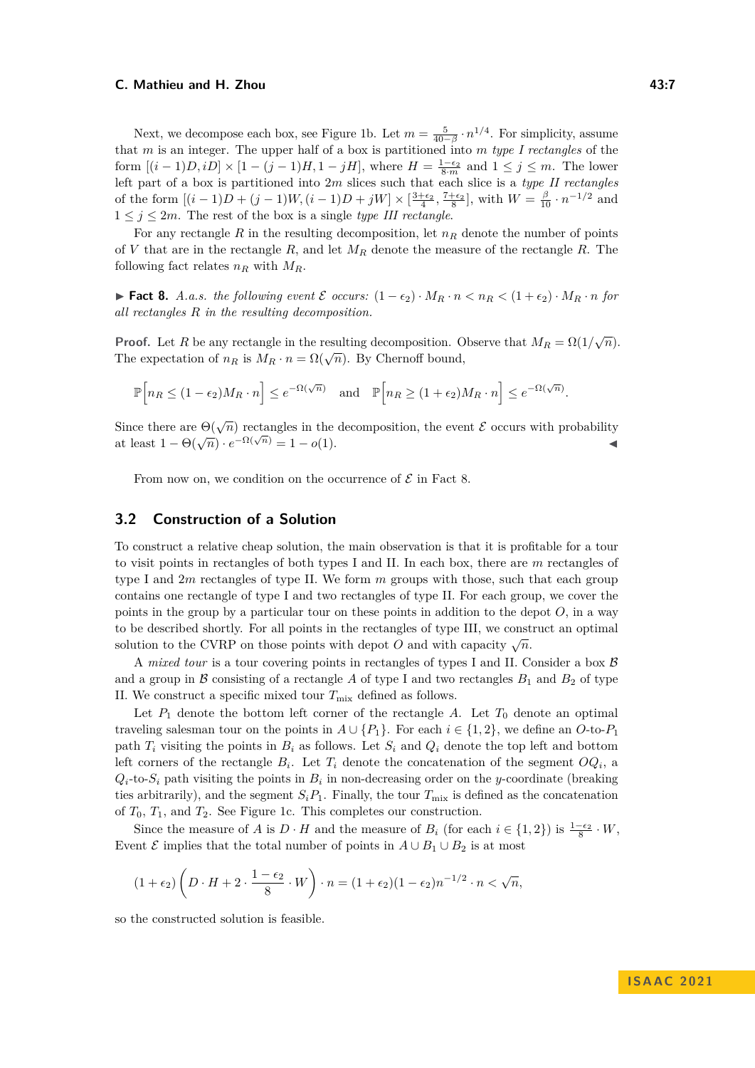Next, we decompose each box, see Figure 1b. Let $m = \frac{5}{40-\beta} \cdot n^{1/4}$. For simplicity, assume that $m$ is an integer. The upper half of a box is partitioned into $m$ *type I rectangles* of the form $[(i-1)D, iD] \times [1-(j-1)H, 1-jH]$, where $H = \frac{1-\epsilon_2}{8 \cdot m}$ and $1 \leq j \leq m$. The lower left part of a box is partitioned into $2m$ slices such that each slice is a *type II rectangles* of the form $[(i-1)D + (j-1)W, (i-1)D + jW] \times [\frac{3+\epsilon_2}{4}, \frac{7+\epsilon_2}{8}]$, with $W = \frac{\beta}{10} \cdot n^{-1/2}$ and $1 \leq j \leq 2m$. The rest of the box is a single *type III rectangle*.

For any rectangle $R$ in the resulting decomposition, let $n_R$ denote the number of points of $V$ that are in the rectangle $R$, and let $M_R$ denote the measure of the rectangle $R$. The following fact relates $n_R$ with $M_R$.

▶ **Fact 8.** *A.a.s. the following event $\mathcal{E}$ occurs: $(1-\epsilon_2) \cdot M_R \cdot n < n_R < (1+\epsilon_2) \cdot M_R \cdot n$ for all rectangles $R$ in the resulting decomposition.*

**Proof.** Let $R$ be any rectangle in the resulting decomposition. Observe that $M_R = \Omega(1/\sqrt{n})$. The expectation of $n_R$ is $M_R \cdot n = \Omega(\sqrt{n})$. By Chernoff bound,

$$\mathbb{P}\Big[n_R \leq (1-\epsilon_2) M_R \cdot n\Big] \leq e^{-\Omega(\sqrt{n})} \quad \text{and} \quad \mathbb{P}\Big[n_R \geq (1+\epsilon_2) M_R \cdot n\Big] \leq e^{-\Omega(\sqrt{n})}.$$

Since there are $\Theta(\sqrt{n})$ rectangles in the decomposition, the event $\mathcal{E}$ occurs with probability at least $1 - \Theta(\sqrt{n}) \cdot e^{-\Omega(\sqrt{n})} = 1 - o(1)$. ◀

From now on, we condition on the occurrence of $\mathcal{E}$ in Fact 8.

## 3.2 Construction of a Solution

To construct a relative cheap solution, the main observation is that it is profitable for a tour to visit points in rectangles of both types I and II. In each box, there are $m$ rectangles of type I and $2m$ rectangles of type II. We form $m$ groups with those, such that each group contains one rectangle of type I and two rectangles of type II. For each group, we cover the points in the group by a particular tour on these points in addition to the depot $O$, in a way to be described shortly. For all points in the rectangles of type III, we construct an optimal solution to the CVRP on those points with depot $O$ and with capacity $\sqrt{n}$.

A *mixed tour* is a tour covering points in rectangles of types I and II. Consider a box $\mathcal{B}$ and a group in $\mathcal{B}$ consisting of a rectangle $A$ of type I and two rectangles $B_1$ and $B_2$ of type II. We construct a specific mixed tour $T_{\text{mix}}$ defined as follows.

Let $P_1$ denote the bottom left corner of the rectangle $A$. Let $T_0$ denote an optimal traveling salesman tour on the points in $A \cup \{P_1\}$. For each $i \in \{1, 2\}$, we define an $O$-to-$P_1$ path $T_i$ visiting the points in $B_i$ as follows. Let $S_i$ and $Q_i$ denote the top left and bottom left corners of the rectangle $B_i$. Let $T_i$ denote the concatenation of the segment $OQ_i$, a $Q_i$-to-$S_i$ path visiting the points in $B_i$ in non-decreasing order on the $y$-coordinate (breaking ties arbitrarily), and the segment $S_iP_1$. Finally, the tour $T_{\text{mix}}$ is defined as the concatenation of $T_0$, $T_1$, and $T_2$. See Figure 1c. This completes our construction.

Since the measure of $A$ is $D \cdot H$ and the measure of $B_i$ (for each $i \in \{1, 2\}$) is $\frac{1-\epsilon_2}{8} \cdot W$, Event $\mathcal{E}$ implies that the total number of points in $A \cup B_1 \cup B_2$ is at most

$$(1+\epsilon_2)\left(D \cdot H + 2 \cdot \frac{1-\epsilon_2}{8} \cdot W\right) \cdot n = (1+\epsilon_2)(1-\epsilon_2)n^{-1/2} \cdot n < \sqrt{n},$$

so the constructed solution is feasible.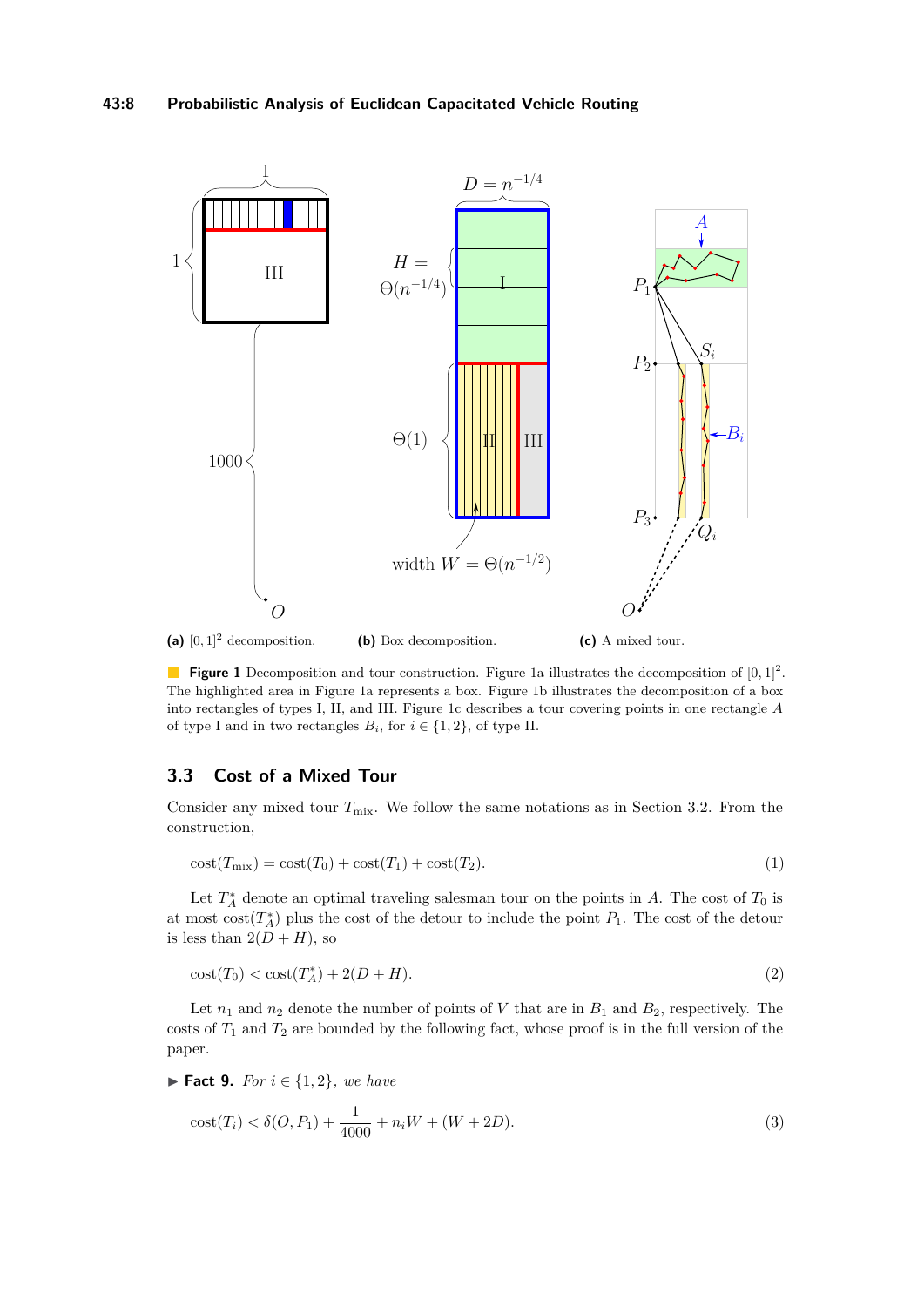(a) $[0,1]^2$ decomposition.

(b) Box decomposition.

(c) A mixed tour.

**Figure 1** Decomposition and tour construction. Figure 1a illustrates the decomposition of $[0,1]^2$. The highlighted area in Figure 1a represents a box. Figure 1b illustrates the decomposition of a box into rectangles of types I, II, and III. Figure 1c describes a tour covering points in one rectangle $A$ of type I and in two rectangles $B_i$, for $i \in \{1,2\}$, of type II.

## 3.3 Cost of a Mixed Tour

Consider any mixed tour $T_{\text{mix}}$. We follow the same notations as in Section 3.2. From the construction,

$$\text{cost}(T_{\text{mix}}) = \text{cost}(T_0) + \text{cost}(T_1) + \text{cost}(T_2). \tag{1}$$

Let $T_A^*$ denote an optimal traveling salesman tour on the points in $A$. The cost of $T_0$ is at most $\text{cost}(T_A^*)$ plus the cost of the detour to include the point $P_1$. The cost of the detour is less than $2(D+H)$, so

$$\text{cost}(T_0) < \text{cost}(T_A^*) + 2(D+H). \tag{2}$$

Let $n_1$ and $n_2$ denote the number of points of $V$ that are in $B_1$ and $B_2$, respectively. The costs of $T_1$ and $T_2$ are bounded by the following fact, whose proof is in the full version of the paper.

▶ **Fact 9.** *For $i \in \{1,2\}$, we have*

$$\text{cost}(T_i) < \delta(O, P_1) + \frac{1}{4000} + n_i W + (W + 2D). \tag{3}$$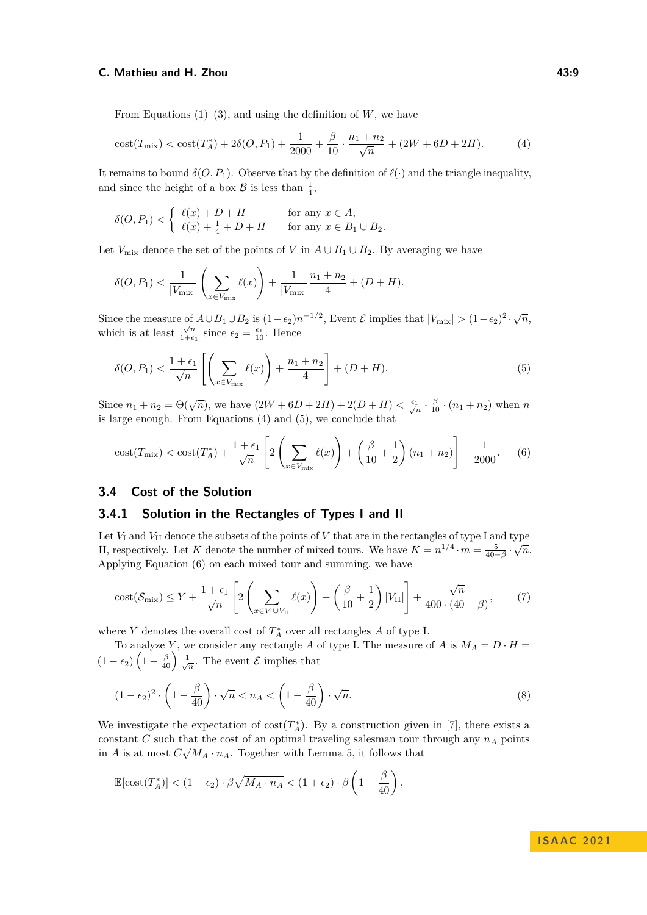From Equations (1)–(3), and using the definition of $W$, we have

$$\text{cost}(T_{\text{mix}}) < \text{cost}(T_A^*) + 2\delta(O, P_1) + \frac{1}{2000} + \frac{\beta}{10} \cdot \frac{n_1 + n_2}{\sqrt{n}} + (2W + 6D + 2H). \tag{4}$$

It remains to bound $\delta(O, P_1)$. Observe that by the definition of $\ell(\cdot)$ and the triangle inequality, and since the height of a box $\mathcal{B}$ is less than $\frac{1}{4}$,

$$\delta(O, P_1) < \begin{cases} \ell(x) + D + H & \text{for any } x \in A, \\ \ell(x) + \frac{1}{4} + D + H & \text{for any } x \in B_1 \cup B_2. \end{cases}$$

Let $V_{\text{mix}}$ denote the set of the points of $V$ in $A \cup B_1 \cup B_2$. By averaging we have

$$\delta(O, P_1) < \frac{1}{|V_{\text{mix}}|} \left( \sum_{x \in V_{\text{mix}}} \ell(x) \right) + \frac{1}{|V_{\text{mix}}|} \frac{n_1 + n_2}{4} + (D + H).$$

Since the measure of $A \cup B_1 \cup B_2$ is $(1 - \epsilon_2) n^{-1/2}$, Event $\mathcal{E}$ implies that $|V_{\text{mix}}| > (1 - \epsilon_2)^2 \cdot \sqrt{n}$, which is at least $\frac{\sqrt{n}}{1+\epsilon_1}$ since $\epsilon_2 = \frac{\epsilon_1}{10}$. Hence

$$\delta(O, P_1) < \frac{1 + \epsilon_1}{\sqrt{n}} \left[ \left( \sum_{x \in V_{\text{mix}}} \ell(x) \right) + \frac{n_1 + n_2}{4} \right] + (D + H). \tag{5}$$

Since $n_1 + n_2 = \Theta(\sqrt{n})$, we have $(2W + 6D + 2H) + 2(D + H) < \frac{\epsilon_1}{\sqrt{n}} \cdot \frac{\beta}{10} \cdot (n_1 + n_2)$ when $n$ is large enough. From Equations (4) and (5), we conclude that

$$\text{cost}(T_{\text{mix}}) < \text{cost}(T_A^*) + \frac{1 + \epsilon_1}{\sqrt{n}} \left[ 2 \left( \sum_{x \in V_{\text{mix}}} \ell(x) \right) + \left( \frac{\beta}{10} + \frac{1}{2} \right) (n_1 + n_2) \right] + \frac{1}{2000}. \tag{6}$$

## 3.4 Cost of the Solution

### 3.4.1 Solution in the Rectangles of Types I and II

Let $V_{\text{I}}$ and $V_{\text{II}}$ denote the subsets of the points of $V$ that are in the rectangles of type I and type II, respectively. Let $K$ denote the number of mixed tours. We have $K = n^{1/4} \cdot m = \frac{5}{40 - \beta} \cdot \sqrt{n}$. Applying Equation (6) on each mixed tour and summing, we have

$$\text{cost}(\mathcal{S}_{\text{mix}}) \le Y + \frac{1 + \epsilon_1}{\sqrt{n}} \left[ 2 \left( \sum_{x \in V_{\text{I}} \cup V_{\text{II}}} \ell(x) \right) + \left( \frac{\beta}{10} + \frac{1}{2} \right) |V_{\text{II}}| \right] + \frac{\sqrt{n}}{400 \cdot (40 - \beta)}, \tag{7}$$

where $Y$ denotes the overall cost of $T_A^*$ over all rectangles $A$ of type I.

To analyze $Y$, we consider any rectangle $A$ of type I. The measure of $A$ is $M_A = D \cdot H = (1 - \epsilon_2) \left( 1 - \frac{\beta}{40} \right) \frac{1}{\sqrt{n}}$. The event $\mathcal{E}$ implies that

$$(1 - \epsilon_2)^2 \cdot \left( 1 - \frac{\beta}{40} \right) \cdot \sqrt{n} < n_A < \left( 1 - \frac{\beta}{40} \right) \cdot \sqrt{n}. \tag{8}$$

We investigate the expectation of $\text{cost}(T_A^*)$. By a construction given in [7], there exists a constant $C$ such that the cost of an optimal traveling salesman tour through any $n_A$ points in $A$ is at most $C\sqrt{M_A \cdot n_A}$. Together with Lemma 5, it follows that

$$\mathbb{E}[\text{cost}(T_A^*)] < (1 + \epsilon_2) \cdot \beta \sqrt{M_A \cdot n_A} < (1 + \epsilon_2) \cdot \beta \left( 1 - \frac{\beta}{40} \right),$$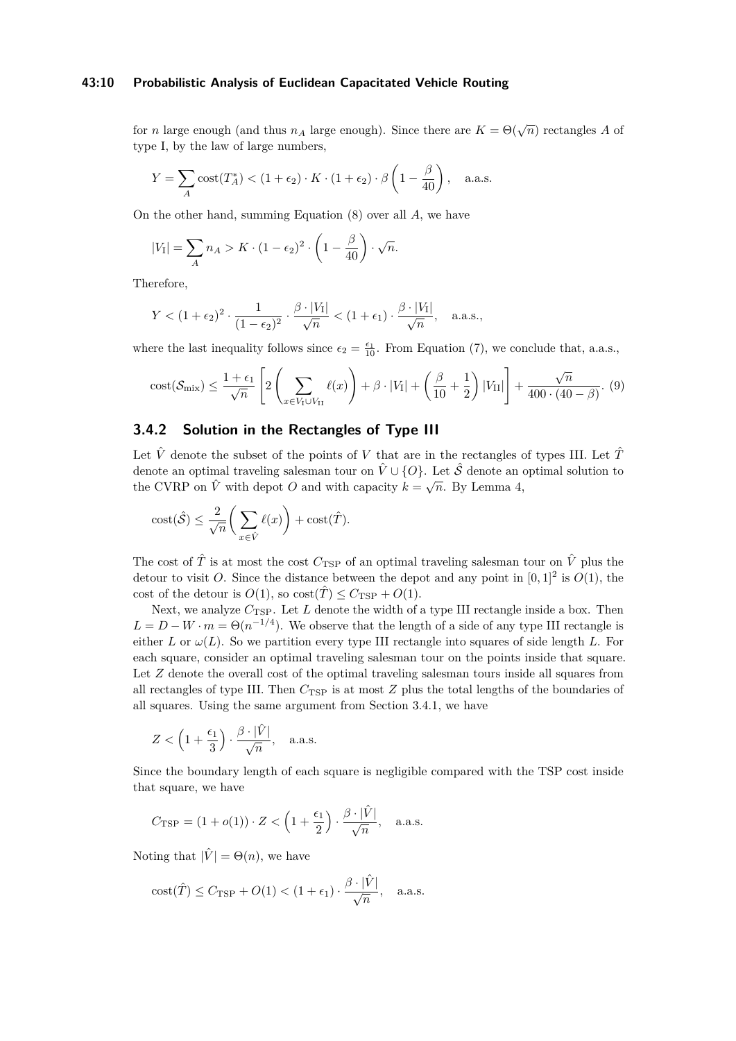for $n$ large enough (and thus $n_A$ large enough). Since there are $K = \Theta(\sqrt{n})$ rectangles $A$ of type I, by the law of large numbers,

$$Y = \sum_A \text{cost}(T_A^*) < (1+\epsilon_2) \cdot K \cdot (1+\epsilon_2) \cdot \beta \left(1 - \frac{\beta}{40}\right), \quad \text{a.a.s.}$$

On the other hand, summing Equation (8) over all $A$, we have

$$|V_{\text{I}}| = \sum_A n_A > K \cdot (1-\epsilon_2)^2 \cdot \left(1 - \frac{\beta}{40}\right) \cdot \sqrt{n}.$$

Therefore,

$$Y < (1+\epsilon_2)^2 \cdot \frac{1}{(1-\epsilon_2)^2} \cdot \frac{\beta \cdot |V_{\text{I}}|}{\sqrt{n}} < (1+\epsilon_1) \cdot \frac{\beta \cdot |V_{\text{I}}|}{\sqrt{n}}, \quad \text{a.a.s.},$$

where the last inequality follows since $\epsilon_2 = \frac{\epsilon_1}{10}$. From Equation (7), we conclude that, a.a.s.,

$$\text{cost}(\mathcal{S}_{\text{mix}}) \leq \frac{1+\epsilon_1}{\sqrt{n}} \left[ 2 \left( \sum_{x \in V_{\text{I}} \cup V_{\text{II}}} \ell(x) \right) + \beta \cdot |V_{\text{I}}| + \left( \frac{\beta}{10} + \frac{1}{2} \right) |V_{\text{II}}| \right] + \frac{\sqrt{n}}{400 \cdot (40 - \beta)}. \tag{9}$$

### 3.4.2 Solution in the Rectangles of Type III

Let $\hat{V}$ denote the subset of the points of $V$ that are in the rectangles of types III. Let $\hat{T}$ denote an optimal traveling salesman tour on $\hat{V} \cup \{O\}$. Let $\hat{\mathcal{S}}$ denote an optimal solution to the CVRP on $\hat{V}$ with depot $O$ and with capacity $k = \sqrt{n}$. By Lemma 4,

$$\text{cost}(\hat{\mathcal{S}}) \leq \frac{2}{\sqrt{n}} \left( \sum_{x \in \hat{V}} \ell(x) \right) + \text{cost}(\hat{T}).$$

The cost of $\hat{T}$ is at most the cost $C_{\text{TSP}}$ of an optimal traveling salesman tour on $\hat{V}$ plus the detour to visit $O$. Since the distance between the depot and any point in $[0,1]^2$ is $O(1)$, the cost of the detour is $O(1)$, so $\text{cost}(\hat{T}) \leq C_{\text{TSP}} + O(1)$.

Next, we analyze $C_{\text{TSP}}$. Let $L$ denote the width of a type III rectangle inside a box. Then $L = D - W \cdot m = \Theta(n^{-1/4})$. We observe that the length of a side of any type III rectangle is either $L$ or $\omega(L)$. So we partition every type III rectangle into squares of side length $L$. For each square, consider an optimal traveling salesman tour on the points inside that square. Let $Z$ denote the overall cost of the optimal traveling salesman tours inside all squares from all rectangles of type III. Then $C_{\text{TSP}}$ is at most $Z$ plus the total lengths of the boundaries of all squares. Using the same argument from Section 3.4.1, we have

$$Z < \left(1 + \frac{\epsilon_1}{3}\right) \cdot \frac{\beta \cdot |\hat{V}|}{\sqrt{n}}, \quad \text{a.a.s.}$$

Since the boundary length of each square is negligible compared with the TSP cost inside that square, we have

$$C_{\text{TSP}} = (1 + o(1)) \cdot Z < \left(1 + \frac{\epsilon_1}{2}\right) \cdot \frac{\beta \cdot |\hat{V}|}{\sqrt{n}}, \quad \text{a.a.s.}$$

Noting that $|\hat{V}| = \Theta(n)$, we have

$$\text{cost}(\hat{T}) \leq C_{\text{TSP}} + O(1) < (1+\epsilon_1) \cdot \frac{\beta \cdot |\hat{V}|}{\sqrt{n}}, \quad \text{a.a.s.}$$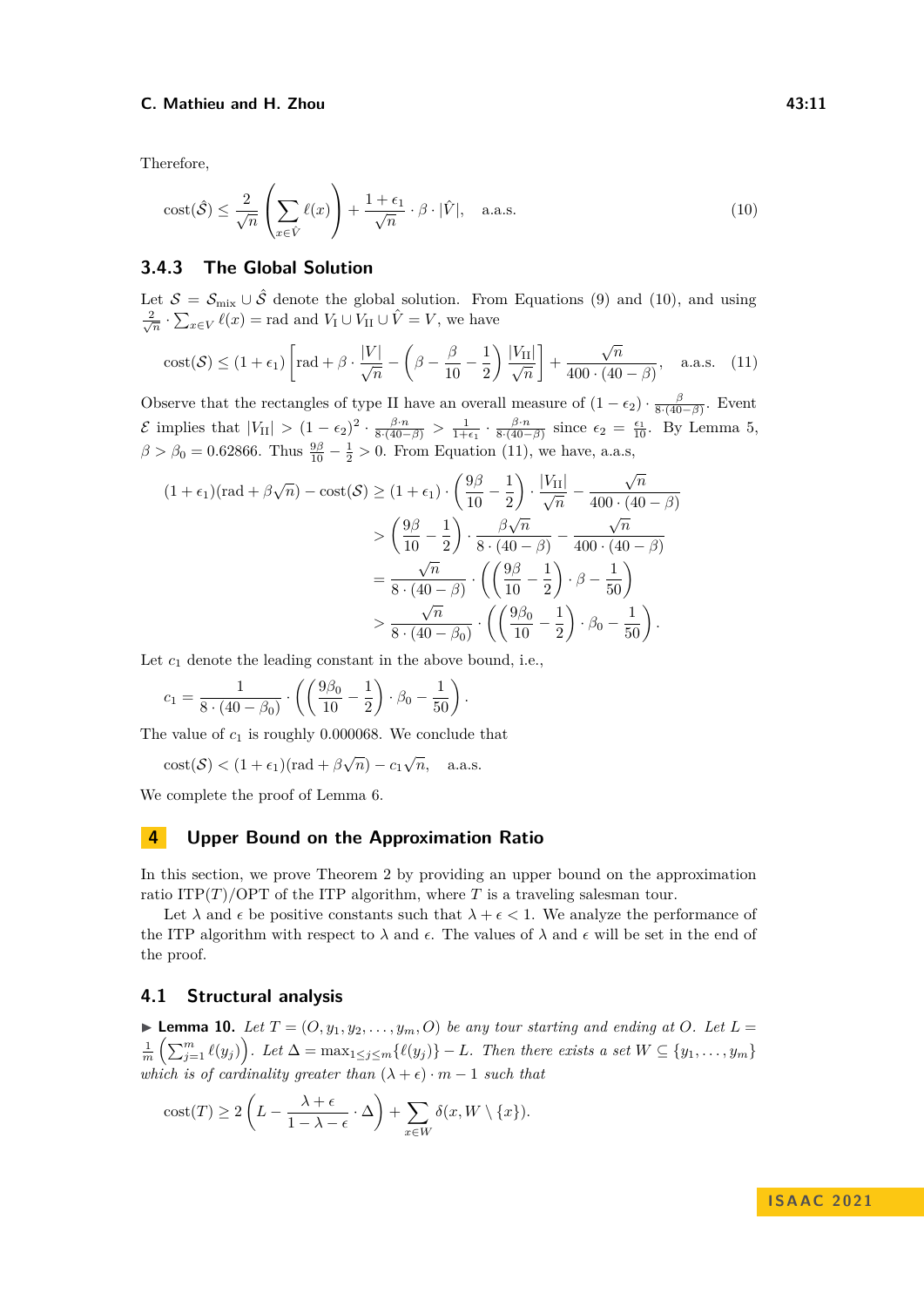Therefore,

$$\mathrm{cost}(\hat{\mathcal{S}}) \le \frac{2}{\sqrt{n}} \left( \sum_{x \in \hat{V}} \ell(x) \right) + \frac{1+\epsilon_1}{\sqrt{n}} \cdot \beta \cdot |\hat{V}|, \quad \text{a.a.s.} \tag{10}$$

### 3.4.3 The Global Solution

Let $\mathcal{S} = \mathcal{S}_{\text{mix}} \cup \hat{\mathcal{S}}$ denote the global solution. From Equations (9) and (10), and using $\frac{2}{\sqrt{n}} \cdot \sum_{x \in V} \ell(x) = \text{rad}$ and $V_{\text{I}} \cup V_{\text{II}} \cup \hat{V} = V$, we have

$$\mathrm{cost}(\mathcal{S}) \le (1+\epsilon_1) \left[ \text{rad} + \beta \cdot \frac{|V|}{\sqrt{n}} - \left( \beta - \frac{\beta}{10} - \frac{1}{2} \right) \frac{|V_{\text{II}}|}{\sqrt{n}} \right] + \frac{\sqrt{n}}{400 \cdot (40 - \beta)}, \quad \text{a.a.s.} \tag{11}$$

Observe that the rectangles of type II have an overall measure of $(1-\epsilon_2) \cdot \frac{\beta}{8 \cdot (40-\beta)}$. Event $\mathcal{E}$ implies that $|V_{\text{II}}| > (1-\epsilon_2)^2 \cdot \frac{\beta \cdot n}{8 \cdot (40-\beta)} > \frac{1}{1+\epsilon_1} \cdot \frac{\beta \cdot n}{8 \cdot (40-\beta)}$ since $\epsilon_2 = \frac{\epsilon_1}{10}$. By Lemma 5, $\beta > \beta_0 = 0.62866$. Thus $\frac{9\beta}{10} - \frac{1}{2} > 0$. From Equation (11), we have, a.a.s,

$$\begin{aligned}
(1+\epsilon_1)(\text{rad} + \beta\sqrt{n}) - \mathrm{cost}(\mathcal{S}) &\ge (1+\epsilon_1) \cdot \left( \frac{9\beta}{10} - \frac{1}{2} \right) \cdot \frac{|V_{\text{II}}|}{\sqrt{n}} - \frac{\sqrt{n}}{400 \cdot (40-\beta)} \\
&> \left( \frac{9\beta}{10} - \frac{1}{2} \right) \cdot \frac{\beta\sqrt{n}}{8 \cdot (40-\beta)} - \frac{\sqrt{n}}{400 \cdot (40-\beta)} \\
&= \frac{\sqrt{n}}{8 \cdot (40-\beta)} \cdot \left( \left( \frac{9\beta}{10} - \frac{1}{2} \right) \cdot \beta - \frac{1}{50} \right) \\
&> \frac{\sqrt{n}}{8 \cdot (40-\beta_0)} \cdot \left( \left( \frac{9\beta_0}{10} - \frac{1}{2} \right) \cdot \beta_0 - \frac{1}{50} \right).
\end{aligned}$$

Let $c_1$ denote the leading constant in the above bound, i.e.,

$$c_1 = \frac{1}{8 \cdot (40-\beta_0)} \cdot \left( \left( \frac{9\beta_0}{10} - \frac{1}{2} \right) \cdot \beta_0 - \frac{1}{50} \right).$$

The value of $c_1$ is roughly 0.000068. We conclude that

$$\mathrm{cost}(\mathcal{S}) < (1+\epsilon_1)(\text{rad} + \beta\sqrt{n}) - c_1\sqrt{n}, \quad \text{a.a.s.}$$

We complete the proof of Lemma 6.

## 4 Upper Bound on the Approximation Ratio

In this section, we prove Theorem 2 by providing an upper bound on the approximation ratio ITP$(T)$/OPT of the ITP algorithm, where $T$ is a traveling salesman tour.

Let $\lambda$ and $\epsilon$ be positive constants such that $\lambda + \epsilon < 1$. We analyze the performance of the ITP algorithm with respect to $\lambda$ and $\epsilon$. The values of $\lambda$ and $\epsilon$ will be set in the end of the proof.

### 4.1 Structural analysis

▶ **Lemma 10.** *Let $T = (O, y_1, y_2, \ldots, y_m, O)$ be any tour starting and ending at $O$. Let $L = \frac{1}{m}\left( \sum_{j=1}^{m} \ell(y_j) \right)$. Let $\Delta = \max_{1 \le j \le m}\{\ell(y_j)\} - L$. Then there exists a set $W \subseteq \{y_1, \ldots, y_m\}$ which is of cardinality greater than $(\lambda+\epsilon) \cdot m - 1$ such that*

$$\mathrm{cost}(T) \ge 2\left( L - \frac{\lambda+\epsilon}{1-\lambda-\epsilon} \cdot \Delta \right) + \sum_{x \in W} \delta(x, W \setminus \{x\}).$$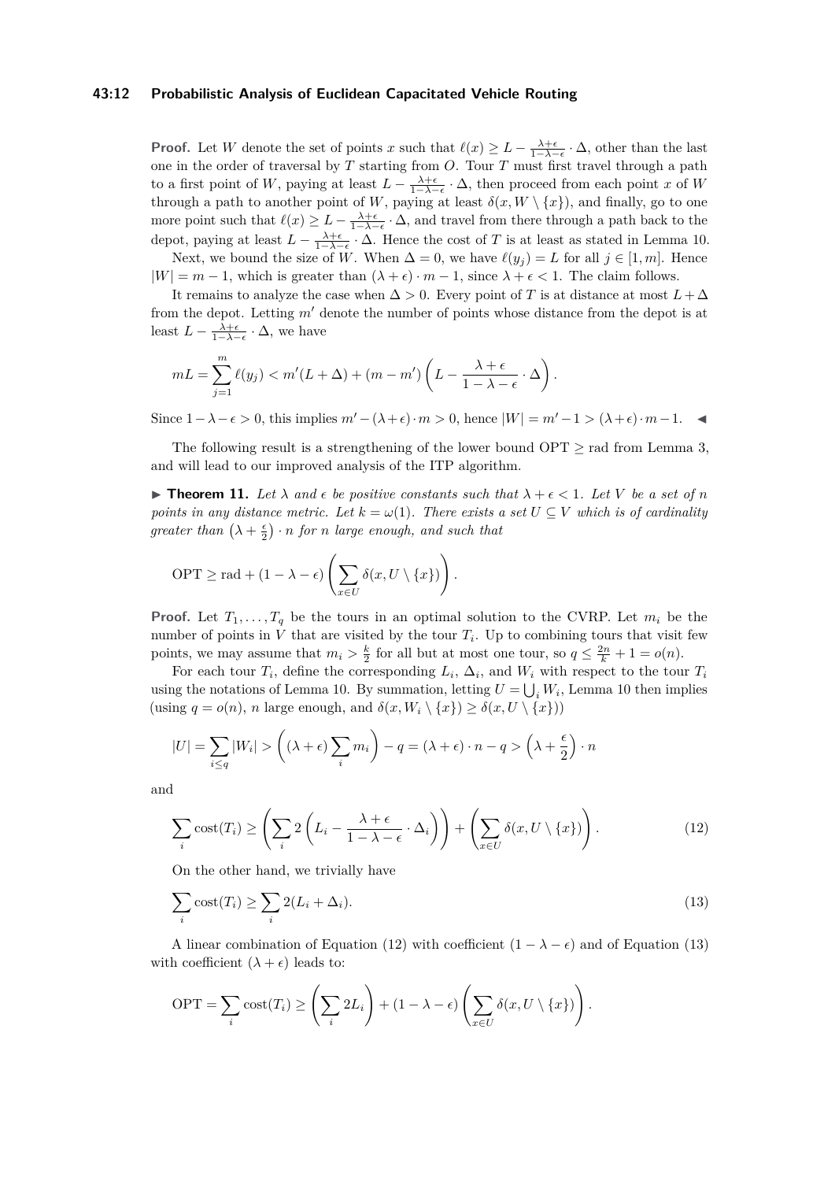**Proof.** Let $W$ denote the set of points $x$ such that $\ell(x) \geq L - \frac{\lambda+\epsilon}{1-\lambda-\epsilon} \cdot \Delta$, other than the last one in the order of traversal by $T$ starting from $O$. Tour $T$ must first travel through a path to a first point of $W$, paying at least $L - \frac{\lambda+\epsilon}{1-\lambda-\epsilon} \cdot \Delta$, then proceed from each point $x$ of $W$ through a path to another point of $W$, paying at least $\delta(x, W \setminus \{x\})$, and finally, go to one more point such that $\ell(x) \geq L - \frac{\lambda+\epsilon}{1-\lambda-\epsilon} \cdot \Delta$, and travel from there through a path back to the depot, paying at least $L - \frac{\lambda+\epsilon}{1-\lambda-\epsilon} \cdot \Delta$. Hence the cost of $T$ is at least as stated in Lemma 10.

Next, we bound the size of $W$. When $\Delta = 0$, we have $\ell(y_j) = L$ for all $j \in [1, m]$. Hence $|W| = m - 1$, which is greater than $(\lambda + \epsilon) \cdot m - 1$, since $\lambda + \epsilon < 1$. The claim follows.

It remains to analyze the case when $\Delta > 0$. Every point of $T$ is at distance at most $L + \Delta$ from the depot. Letting $m'$ denote the number of points whose distance from the depot is at least $L - \frac{\lambda+\epsilon}{1-\lambda-\epsilon} \cdot \Delta$, we have

$$mL = \sum_{j=1}^{m} \ell(y_j) < m'(L + \Delta) + (m - m')\left(L - \frac{\lambda+\epsilon}{1-\lambda-\epsilon} \cdot \Delta\right).$$

Since $1 - \lambda - \epsilon > 0$, this implies $m' - (\lambda+\epsilon) \cdot m > 0$, hence $|W| = m' - 1 > (\lambda+\epsilon) \cdot m - 1$. ◀

The following result is a strengthening of the lower bound $\text{OPT} \geq \text{rad}$ from Lemma 3, and will lead to our improved analysis of the ITP algorithm.

▶ **Theorem 11.** *Let $\lambda$ and $\epsilon$ be positive constants such that $\lambda + \epsilon < 1$. Let $V$ be a set of $n$ points in any distance metric. Let $k = \omega(1)$. There exists a set $U \subseteq V$ which is of cardinality greater than $\left(\lambda + \frac{\epsilon}{2}\right) \cdot n$ for $n$ large enough, and such that*

$$\text{OPT} \geq \text{rad} + (1 - \lambda - \epsilon)\left(\sum_{x \in U} \delta(x, U \setminus \{x\})\right).$$

**Proof.** Let $T_1, \ldots, T_q$ be the tours in an optimal solution to the CVRP. Let $m_i$ be the number of points in $V$ that are visited by the tour $T_i$. Up to combining tours that visit few points, we may assume that $m_i > \frac{k}{2}$ for all but at most one tour, so $q \leq \frac{2n}{k} + 1 = o(n)$.

For each tour $T_i$, define the corresponding $L_i$, $\Delta_i$, and $W_i$ with respect to the tour $T_i$ using the notations of Lemma 10. By summation, letting $U = \bigcup_i W_i$, Lemma 10 then implies (using $q = o(n)$, $n$ large enough, and $\delta(x, W_i \setminus \{x\}) \geq \delta(x, U \setminus \{x\})$)

$$|U| = \sum_{i \leq q} |W_i| > \left((\lambda + \epsilon)\sum_i m_i\right) - q = (\lambda + \epsilon) \cdot n - q > \left(\lambda + \frac{\epsilon}{2}\right) \cdot n$$

and

$$\sum_i \text{cost}(T_i) \geq \left(\sum_i 2\left(L_i - \frac{\lambda+\epsilon}{1-\lambda-\epsilon} \cdot \Delta_i\right)\right) + \left(\sum_{x \in U} \delta(x, U \setminus \{x\})\right). \tag{12}$$

On the other hand, we trivially have

$$\sum_i \text{cost}(T_i) \geq \sum_i 2(L_i + \Delta_i). \tag{13}$$

A linear combination of Equation (12) with coefficient $(1 - \lambda - \epsilon)$ and of Equation (13) with coefficient $(\lambda + \epsilon)$ leads to:

$$\text{OPT} = \sum_i \text{cost}(T_i) \geq \left(\sum_i 2L_i\right) + (1 - \lambda - \epsilon)\left(\sum_{x \in U} \delta(x, U \setminus \{x\})\right).$$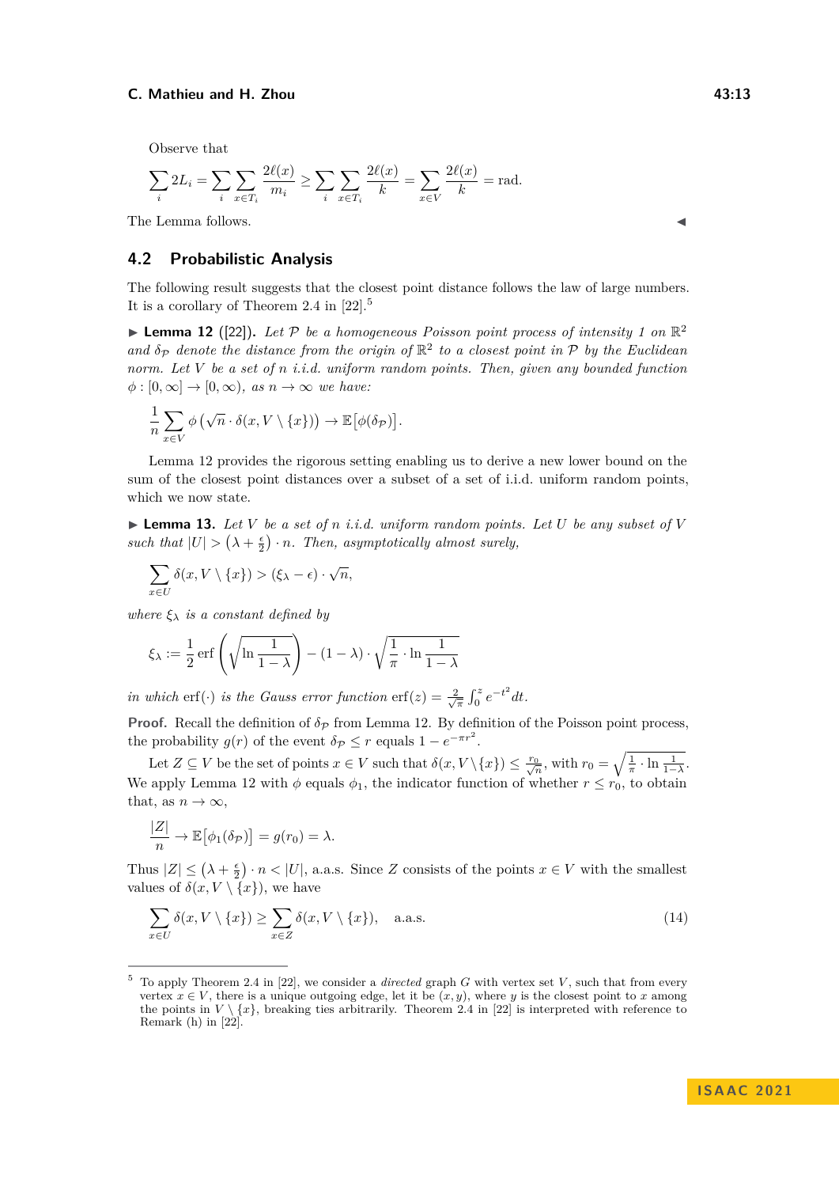Observe that

$$\sum_i 2L_i = \sum_i \sum_{x\in T_i} \frac{2\ell(x)}{m_i} \geq \sum_i \sum_{x\in T_i} \frac{2\ell(x)}{k} = \sum_{x\in V} \frac{2\ell(x)}{k} = \text{rad}.$$

The Lemma follows. ◀

## 4.2 Probabilistic Analysis

The following result suggests that the closest point distance follows the law of large numbers. It is a corollary of Theorem 2.4 in [22].[5]

▶ **Lemma 12** ([22]). *Let $\mathcal{P}$ be a homogeneous Poisson point process of intensity 1 on $\mathbb{R}^2$ and $\delta_{\mathcal{P}}$ denote the distance from the origin of $\mathbb{R}^2$ to a closest point in $\mathcal{P}$ by the Euclidean norm. Let $V$ be a set of $n$ i.i.d. uniform random points. Then, given any bounded function $\phi : [0,\infty] \to [0,\infty)$, as $n \to \infty$ we have:*

$$\frac{1}{n}\sum_{x\in V} \phi\left(\sqrt{n}\cdot \delta(x, V\setminus\{x\})\right) \to \mathbb{E}\big[\phi(\delta_{\mathcal{P}})\big].$$

Lemma 12 provides the rigorous setting enabling us to derive a new lower bound on the sum of the closest point distances over a subset of a set of i.i.d. uniform random points, which we now state.

▶ **Lemma 13.** *Let $V$ be a set of $n$ i.i.d. uniform random points. Let $U$ be any subset of $V$ such that $|U| > \left(\lambda + \frac{\epsilon}{2}\right)\cdot n$. Then, asymptotically almost surely,*

$$\sum_{x\in U} \delta(x, V\setminus\{x\}) > (\xi_\lambda - \epsilon)\cdot\sqrt{n},$$

*where $\xi_\lambda$ is a constant defined by*

$$\xi_\lambda := \frac{1}{2}\,\text{erf}\left(\sqrt{\ln\frac{1}{1-\lambda}}\right) - (1-\lambda)\cdot\sqrt{\frac{1}{\pi}\cdot\ln\frac{1}{1-\lambda}}$$

*in which $\text{erf}(\cdot)$ is the Gauss error function $\text{erf}(z) = \frac{2}{\sqrt{\pi}}\int_0^z e^{-t^2}dt$.*

**Proof.** Recall the definition of $\delta_{\mathcal{P}}$ from Lemma 12. By definition of the Poisson point process, the probability $g(r)$ of the event $\delta_{\mathcal{P}} \leq r$ equals $1 - e^{-\pi r^2}$.

Let $Z \subseteq V$ be the set of points $x \in V$ such that $\delta(x, V\setminus\{x\}) \leq \frac{r_0}{\sqrt{n}}$, with $r_0 = \sqrt{\frac{1}{\pi}\cdot\ln\frac{1}{1-\lambda}}$. We apply Lemma 12 with $\phi$ equals $\phi_1$, the indicator function of whether $r \leq r_0$, to obtain that, as $n \to \infty$,

$$\frac{|Z|}{n} \to \mathbb{E}\big[\phi_1(\delta_{\mathcal{P}})\big] = g(r_0) = \lambda.$$

Thus $|Z| \leq \left(\lambda + \frac{\epsilon}{2}\right)\cdot n < |U|$, a.a.s. Since $Z$ consists of the points $x \in V$ with the smallest values of $\delta(x, V\setminus\{x\})$, we have

$$\sum_{x\in U} \delta(x, V\setminus\{x\}) \geq \sum_{x\in Z} \delta(x, V\setminus\{x\}), \quad \text{a.a.s.} \tag{14}$$

---

[5] To apply Theorem 2.4 in [22], we consider a *directed* graph $G$ with vertex set $V$, such that from every vertex $x \in V$, there is a unique outgoing edge, let it be $(x, y)$, where $y$ is the closest point to $x$ among the points in $V\setminus\{x\}$, breaking ties arbitrarily. Theorem 2.4 in [22] is interpreted with reference to Remark (h) in [22].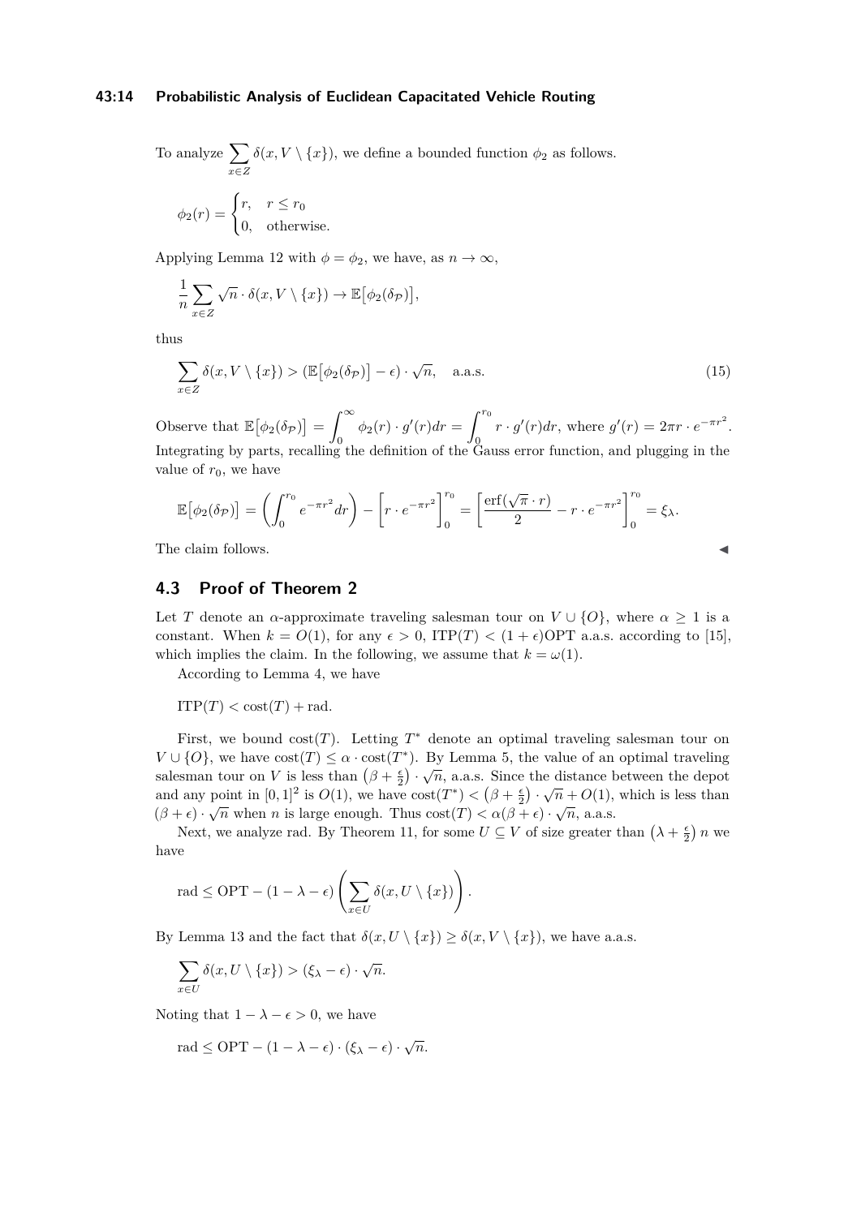To analyze $\sum_{x\in Z} \delta(x, V\setminus\{x\})$, we define a bounded function $\phi_2$ as follows.

$$\phi_2(r) = \begin{cases} r, & r \le r_0 \\ 0, & \text{otherwise.} \end{cases}$$

Applying Lemma 12 with $\phi = \phi_2$, we have, as $n \to \infty$,

$$\frac{1}{n}\sum_{x\in Z} \sqrt{n}\cdot \delta(x, V\setminus\{x\}) \to \mathbb{E}\big[\phi_2(\delta_{\mathcal{P}})\big],$$

thus

$$\sum_{x\in Z} \delta(x, V\setminus\{x\}) > (\mathbb{E}\big[\phi_2(\delta_{\mathcal{P}})\big] - \epsilon)\cdot\sqrt{n}, \quad \text{a.a.s.} \tag{15}$$

Observe that $\mathbb{E}\big[\phi_2(\delta_{\mathcal{P}})\big] = \int_0^\infty \phi_2(r)\cdot g'(r)dr = \int_0^{r_0} r\cdot g'(r)dr$, where $g'(r) = 2\pi r\cdot e^{-\pi r^2}$. Integrating by parts, recalling the definition of the Gauss error function, and plugging in the value of $r_0$, we have

$$\mathbb{E}\big[\phi_2(\delta_{\mathcal{P}})\big] = \left(\int_0^{r_0} e^{-\pi r^2}dr\right) - \left[r\cdot e^{-\pi r^2}\right]_0^{r_0} = \left[\frac{\mathrm{erf}(\sqrt{\pi}\cdot r)}{2} - r\cdot e^{-\pi r^2}\right]_0^{r_0} = \xi_\lambda.$$

The claim follows. ◀

## 4.3 Proof of Theorem 2

Let $T$ denote an $\alpha$-approximate traveling salesman tour on $V\cup\{O\}$, where $\alpha \ge 1$ is a constant. When $k = O(1)$, for any $\epsilon > 0$, $\mathrm{ITP}(T) < (1+\epsilon)\mathrm{OPT}$ a.a.s. according to [15], which implies the claim. In the following, we assume that $k = \omega(1)$.

According to Lemma 4, we have

$$\mathrm{ITP}(T) < \mathrm{cost}(T) + \mathrm{rad}.$$

First, we bound $\mathrm{cost}(T)$. Letting $T^*$ denote an optimal traveling salesman tour on $V\cup\{O\}$, we have $\mathrm{cost}(T) \le \alpha\cdot\mathrm{cost}(T^*)$. By Lemma 5, the value of an optimal traveling salesman tour on $V$ is less than $\left(\beta+\frac{\epsilon}{2}\right)\cdot\sqrt{n}$, a.a.s. Since the distance between the depot and any point in $[0,1]^2$ is $O(1)$, we have $\mathrm{cost}(T^*) < \left(\beta+\frac{\epsilon}{2}\right)\cdot\sqrt{n} + O(1)$, which is less than $(\beta+\epsilon)\cdot\sqrt{n}$ when $n$ is large enough. Thus $\mathrm{cost}(T) < \alpha(\beta+\epsilon)\cdot\sqrt{n}$, a.a.s.

Next, we analyze rad. By Theorem 11, for some $U \subseteq V$ of size greater than $\left(\lambda+\frac{\epsilon}{2}\right)n$ we have

$$\mathrm{rad} \le \mathrm{OPT} - (1-\lambda-\epsilon)\left(\sum_{x\in U}\delta(x, U\setminus\{x\})\right).$$

By Lemma 13 and the fact that $\delta(x, U\setminus\{x\}) \ge \delta(x, V\setminus\{x\})$, we have a.a.s.

$$\sum_{x\in U}\delta(x, U\setminus\{x\}) > (\xi_\lambda - \epsilon)\cdot\sqrt{n}.$$

Noting that $1-\lambda-\epsilon > 0$, we have

$$\mathrm{rad} \le \mathrm{OPT} - (1-\lambda-\epsilon)\cdot(\xi_\lambda-\epsilon)\cdot\sqrt{n}.$$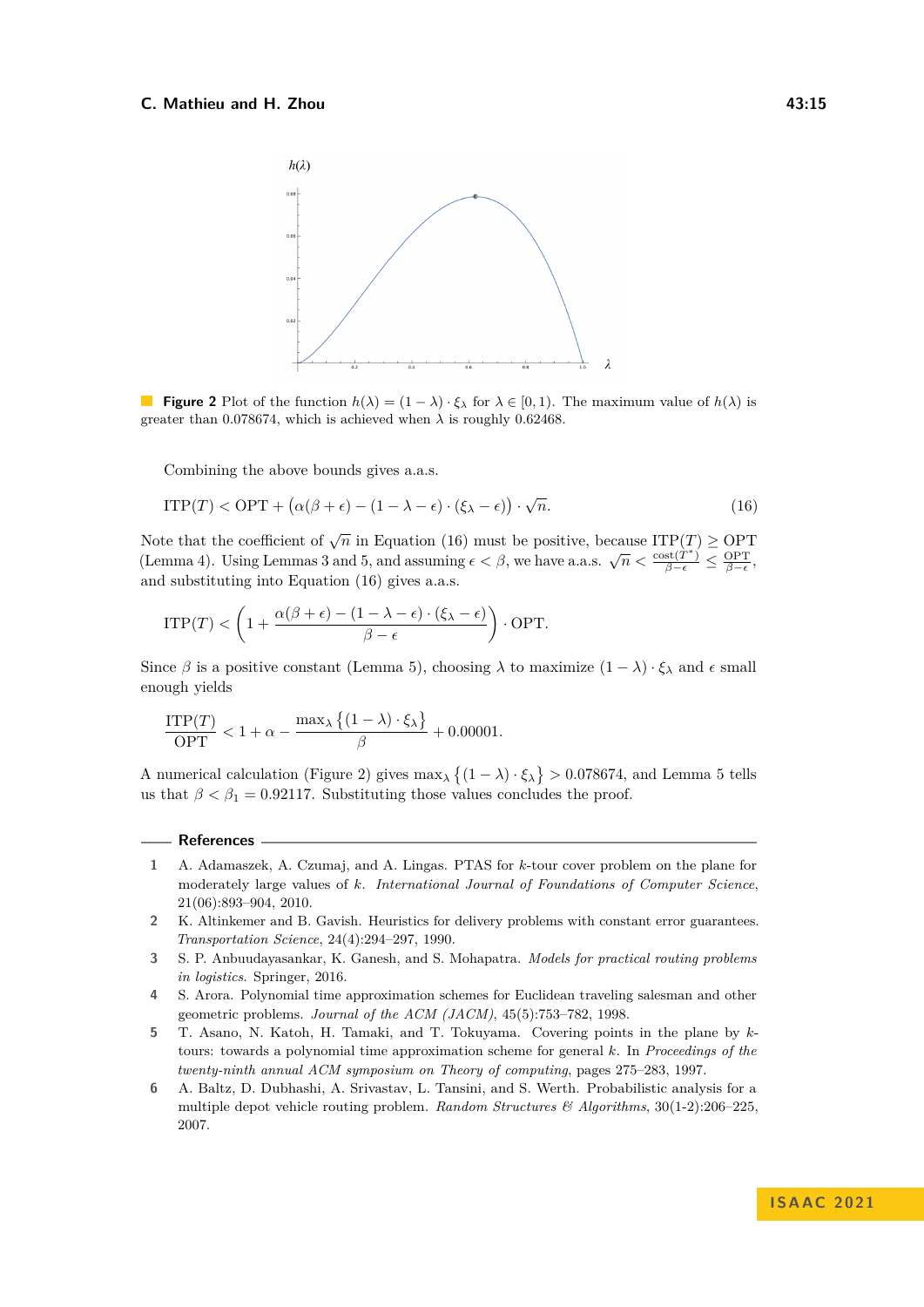**Figure 2** Plot of the function $h(\lambda) = (1-\lambda)\cdot\xi_\lambda$ for $\lambda \in [0,1)$. The maximum value of $h(\lambda)$ is greater than 0.078674, which is achieved when $\lambda$ is roughly 0.62468.

Combining the above bounds gives a.a.s.

$$\mathrm{ITP}(T) < \mathrm{OPT} + \big(\alpha(\beta+\epsilon) - (1-\lambda-\epsilon)\cdot(\xi_\lambda - \epsilon)\big)\cdot\sqrt{n}. \tag{16}$$

Note that the coefficient of $\sqrt{n}$ in Equation (16) must be positive, because $\mathrm{ITP}(T) \geq \mathrm{OPT}$ (Lemma 4). Using Lemmas 3 and 5, and assuming $\epsilon < \beta$, we have a.a.s. $\sqrt{n} < \frac{\mathrm{cost}(T^*)}{\beta-\epsilon} \leq \frac{\mathrm{OPT}}{\beta-\epsilon}$, and substituting into Equation (16) gives a.a.s.

$$\mathrm{ITP}(T) < \left(1 + \frac{\alpha(\beta+\epsilon) - (1-\lambda-\epsilon)\cdot(\xi_\lambda-\epsilon)}{\beta-\epsilon}\right)\cdot\mathrm{OPT}.$$

Since $\beta$ is a positive constant (Lemma 5), choosing $\lambda$ to maximize $(1-\lambda)\cdot\xi_\lambda$ and $\epsilon$ small enough yields

$$\frac{\mathrm{ITP}(T)}{\mathrm{OPT}} < 1 + \alpha - \frac{\max_\lambda\left\{(1-\lambda)\cdot\xi_\lambda\right\}}{\beta} + 0.00001.$$

A numerical calculation (Figure 2) gives $\max_\lambda\left\{(1-\lambda)\cdot\xi_\lambda\right\} > 0.078674$, and Lemma 5 tells us that $\beta < \beta_1 = 0.92117$. Substituting those values concludes the proof.

## References

1. A. Adamaszek, A. Czumaj, and A. Lingas. PTAS for $k$-tour cover problem on the plane for moderately large values of $k$. *International Journal of Foundations of Computer Science*, 21(06):893–904, 2010.
2. K. Altinkemer and B. Gavish. Heuristics for delivery problems with constant error guarantees. *Transportation Science*, 24(4):294–297, 1990.
3. S. P. Anbuudayasankar, K. Ganesh, and S. Mohapatra. *Models for practical routing problems in logistics*. Springer, 2016.
4. S. Arora. Polynomial time approximation schemes for Euclidean traveling salesman and other geometric problems. *Journal of the ACM (JACM)*, 45(5):753–782, 1998.
5. T. Asano, N. Katoh, H. Tamaki, and T. Tokuyama. Covering points in the plane by $k$-tours: towards a polynomial time approximation scheme for general $k$. In *Proceedings of the twenty-ninth annual ACM symposium on Theory of computing*, pages 275–283, 1997.
6. A. Baltz, D. Dubhashi, A. Srivastav, L. Tansini, and S. Werth. Probabilistic analysis for a multiple depot vehicle routing problem. *Random Structures & Algorithms*, 30(1-2):206–225, 2007.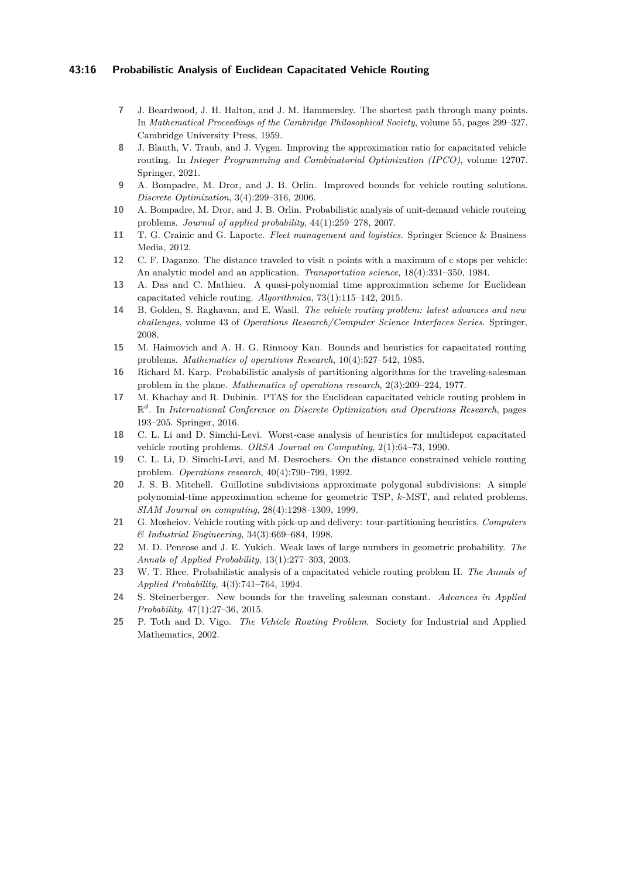7 J. Beardwood, J. H. Halton, and J. M. Hammersley. The shortest path through many points. In *Mathematical Proceedings of the Cambridge Philosophical Society*, volume 55, pages 299–327. Cambridge University Press, 1959.

8 J. Blauth, V. Traub, and J. Vygen. Improving the approximation ratio for capacitated vehicle routing. In *Integer Programming and Combinatorial Optimization (IPCO)*, volume 12707. Springer, 2021.

9 A. Bompadre, M. Dror, and J. B. Orlin. Improved bounds for vehicle routing solutions. *Discrete Optimization*, 3(4):299–316, 2006.

10 A. Bompadre, M. Dror, and J. B. Orlin. Probabilistic analysis of unit-demand vehicle routeing problems. *Journal of applied probability*, 44(1):259–278, 2007.

11 T. G. Crainic and G. Laporte. *Fleet management and logistics*. Springer Science & Business Media, 2012.

12 C. F. Daganzo. The distance traveled to visit n points with a maximum of c stops per vehicle: An analytic model and an application. *Transportation science*, 18(4):331–350, 1984.

13 A. Das and C. Mathieu. A quasi-polynomial time approximation scheme for Euclidean capacitated vehicle routing. *Algorithmica*, 73(1):115–142, 2015.

14 B. Golden, S. Raghavan, and E. Wasil. *The vehicle routing problem: latest advances and new challenges*, volume 43 of *Operations Research/Computer Science Interfaces Series*. Springer, 2008.

15 M. Haimovich and A. H. G. Rinnooy Kan. Bounds and heuristics for capacitated routing problems. *Mathematics of operations Research*, 10(4):527–542, 1985.

16 Richard M. Karp. Probabilistic analysis of partitioning algorithms for the traveling-salesman problem in the plane. *Mathematics of operations research*, 2(3):209–224, 1977.

17 M. Khachay and R. Dubinin. PTAS for the Euclidean capacitated vehicle routing problem in $\mathbb{R}^d$. In *International Conference on Discrete Optimization and Operations Research*, pages 193–205. Springer, 2016.

18 C. L. Li and D. Simchi-Levi. Worst-case analysis of heuristics for multidepot capacitated vehicle routing problems. *ORSA Journal on Computing*, 2(1):64–73, 1990.

19 C. L. Li, D. Simchi-Levi, and M. Desrochers. On the distance constrained vehicle routing problem. *Operations research*, 40(4):790–799, 1992.

20 J. S. B. Mitchell. Guillotine subdivisions approximate polygonal subdivisions: A simple polynomial-time approximation scheme for geometric TSP, $k$-MST, and related problems. *SIAM Journal on computing*, 28(4):1298–1309, 1999.

21 G. Mosheiov. Vehicle routing with pick-up and delivery: tour-partitioning heuristics. *Computers & Industrial Engineering*, 34(3):669–684, 1998.

22 M. D. Penrose and J. E. Yukich. Weak laws of large numbers in geometric probability. *The Annals of Applied Probability*, 13(1):277–303, 2003.

23 W. T. Rhee. Probabilistic analysis of a capacitated vehicle routing problem II. *The Annals of Applied Probability*, 4(3):741–764, 1994.

24 S. Steinerberger. New bounds for the traveling salesman constant. *Advances in Applied Probability*, 47(1):27–36, 2015.

25 P. Toth and D. Vigo. *The Vehicle Routing Problem*. Society for Industrial and Applied Mathematics, 2002.